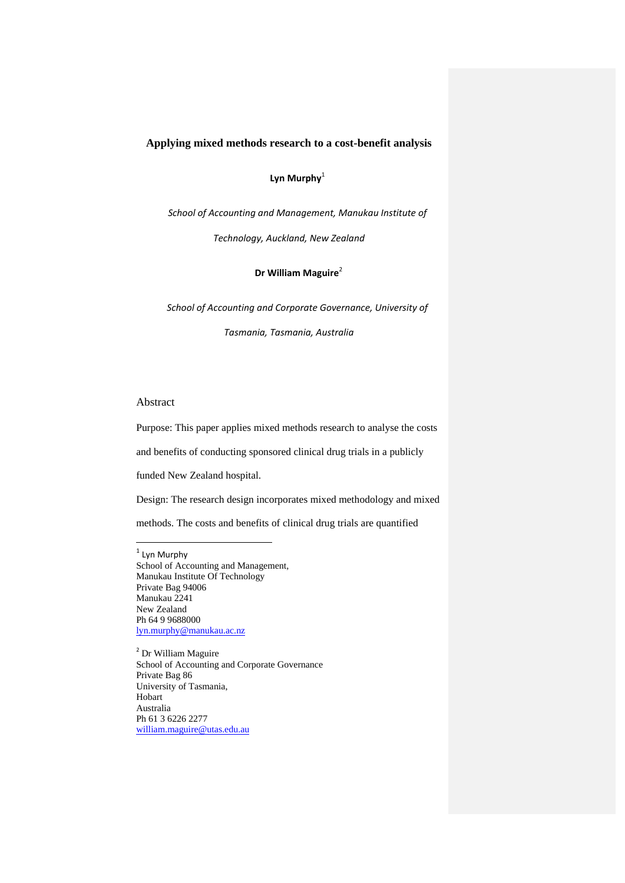# Applying mixed methods research to a cost-benefit analysis

**Lyn Murphy**[1]

*School of Accounting and Management, Manukau Institute of Technology, Auckland, New Zealand*

**Dr William Maguire**[2]

*School of Accounting and Corporate Governance, University of Tasmania, Tasmania, Australia*

## Abstract

Purpose: This paper applies mixed methods research to analyse the costs and benefits of conducting sponsored clinical drug trials in a publicly funded New Zealand hospital.

Design: The research design incorporates mixed methodology and mixed methods. The costs and benefits of clinical drug trials are quantified

---

[1] Lyn Murphy
School of Accounting and Management,
Manukau Institute Of Technology
Private Bag 94006
Manukau 2241
New Zealand
Ph 64 9 9688000
lyn.murphy@manukau.ac.nz

[2] Dr William Maguire
School of Accounting and Corporate Governance
Private Bag 86
University of Tasmania,
Hobart
Australia
Ph 61 3 6226 2277
william.maguire@utas.edu.au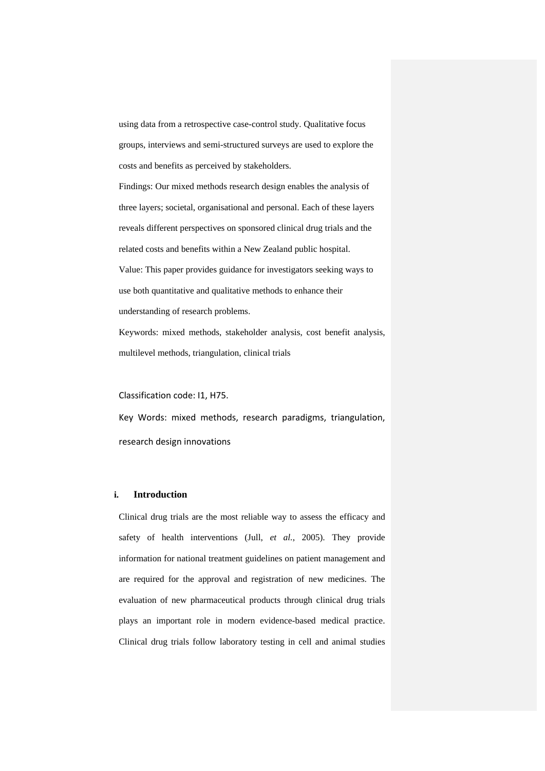using data from a retrospective case-control study. Qualitative focus groups, interviews and semi-structured surveys are used to explore the costs and benefits as perceived by stakeholders.

Findings: Our mixed methods research design enables the analysis of three layers; societal, organisational and personal. Each of these layers reveals different perspectives on sponsored clinical drug trials and the related costs and benefits within a New Zealand public hospital.

Value: This paper provides guidance for investigators seeking ways to use both quantitative and qualitative methods to enhance their understanding of research problems.

Keywords: mixed methods, stakeholder analysis, cost benefit analysis, multilevel methods, triangulation, clinical trials

Classification code: I1, H75.

Key Words: mixed methods, research paradigms, triangulation, research design innovations

## i. Introduction

Clinical drug trials are the most reliable way to assess the efficacy and safety of health interventions (Jull, *et al.*, 2005). They provide information for national treatment guidelines on patient management and are required for the approval and registration of new medicines. The evaluation of new pharmaceutical products through clinical drug trials plays an important role in modern evidence-based medical practice. Clinical drug trials follow laboratory testing in cell and animal studies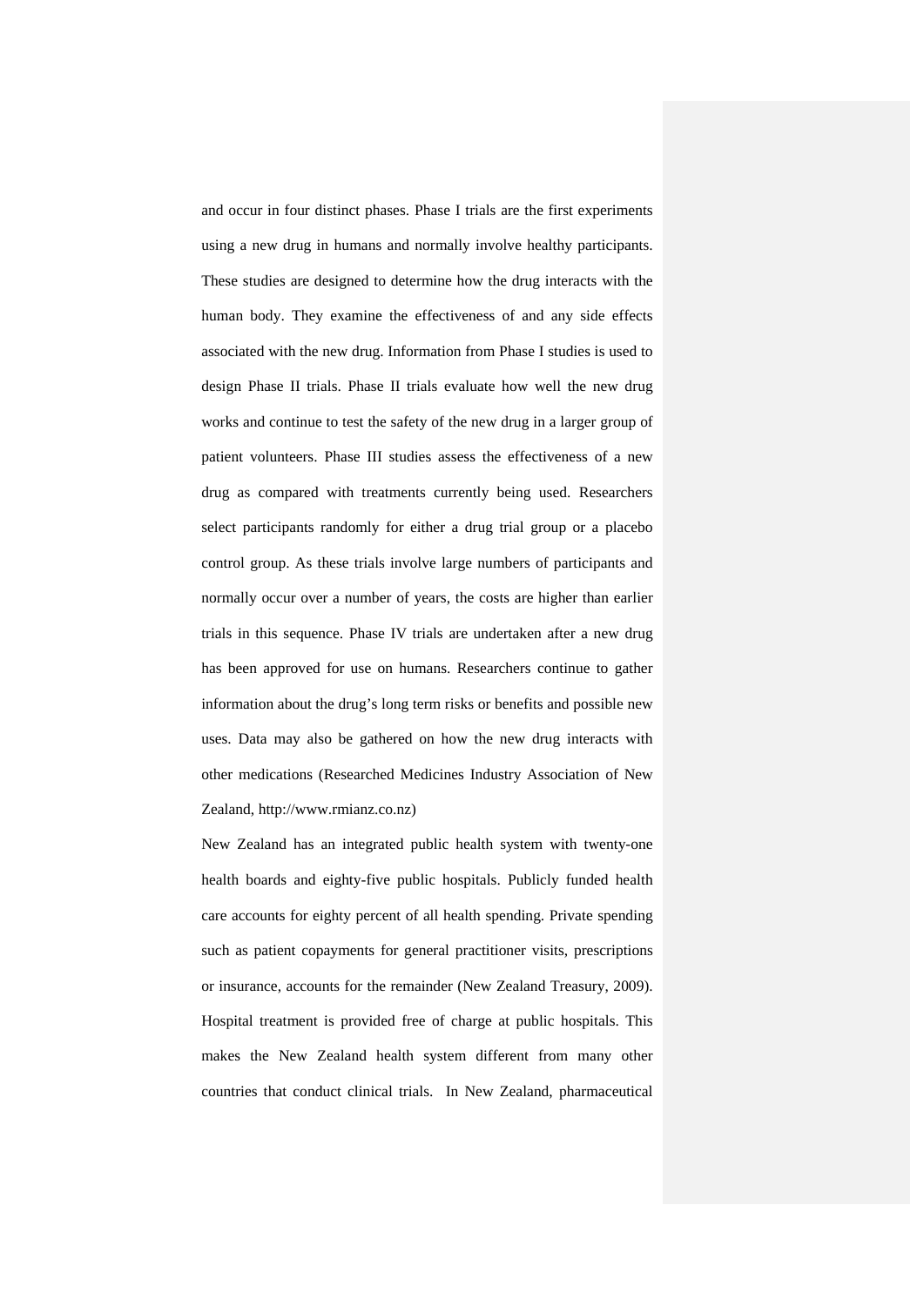and occur in four distinct phases. Phase I trials are the first experiments using a new drug in humans and normally involve healthy participants. These studies are designed to determine how the drug interacts with the human body. They examine the effectiveness of and any side effects associated with the new drug. Information from Phase I studies is used to design Phase II trials. Phase II trials evaluate how well the new drug works and continue to test the safety of the new drug in a larger group of patient volunteers. Phase III studies assess the effectiveness of a new drug as compared with treatments currently being used. Researchers select participants randomly for either a drug trial group or a placebo control group. As these trials involve large numbers of participants and normally occur over a number of years, the costs are higher than earlier trials in this sequence. Phase IV trials are undertaken after a new drug has been approved for use on humans. Researchers continue to gather information about the drug's long term risks or benefits and possible new uses. Data may also be gathered on how the new drug interacts with other medications (Researched Medicines Industry Association of New Zealand, http://www.rmianz.co.nz)

New Zealand has an integrated public health system with twenty-one health boards and eighty-five public hospitals. Publicly funded health care accounts for eighty percent of all health spending. Private spending such as patient copayments for general practitioner visits, prescriptions or insurance, accounts for the remainder (New Zealand Treasury, 2009). Hospital treatment is provided free of charge at public hospitals. This makes the New Zealand health system different from many other countries that conduct clinical trials. In New Zealand, pharmaceutical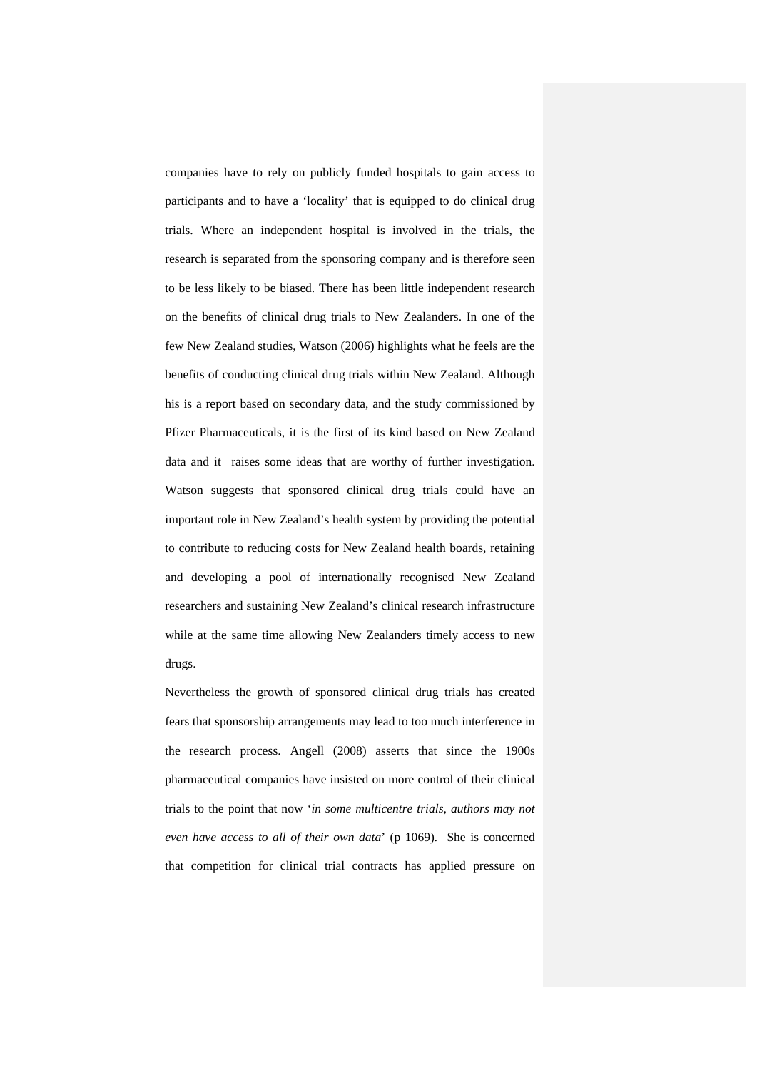companies have to rely on publicly funded hospitals to gain access to participants and to have a 'locality' that is equipped to do clinical drug trials. Where an independent hospital is involved in the trials, the research is separated from the sponsoring company and is therefore seen to be less likely to be biased. There has been little independent research on the benefits of clinical drug trials to New Zealanders. In one of the few New Zealand studies, Watson (2006) highlights what he feels are the benefits of conducting clinical drug trials within New Zealand. Although his is a report based on secondary data, and the study commissioned by Pfizer Pharmaceuticals, it is the first of its kind based on New Zealand data and it raises some ideas that are worthy of further investigation. Watson suggests that sponsored clinical drug trials could have an important role in New Zealand's health system by providing the potential to contribute to reducing costs for New Zealand health boards, retaining and developing a pool of internationally recognised New Zealand researchers and sustaining New Zealand's clinical research infrastructure while at the same time allowing New Zealanders timely access to new drugs.

Nevertheless the growth of sponsored clinical drug trials has created fears that sponsorship arrangements may lead to too much interference in the research process. Angell (2008) asserts that since the 1900s pharmaceutical companies have insisted on more control of their clinical trials to the point that now '*in some multicentre trials, authors may not even have access to all of their own data*' (p 1069). She is concerned that competition for clinical trial contracts has applied pressure on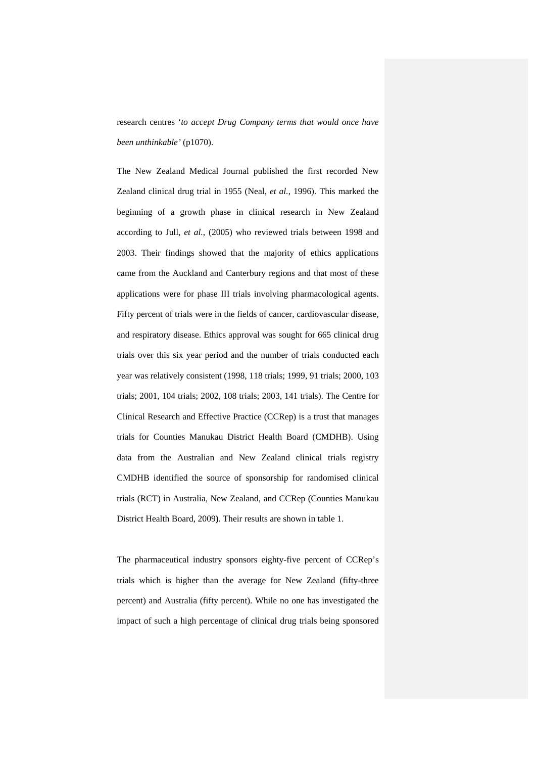research centres '*to accept Drug Company terms that would once have been unthinkable'* (p1070).

The New Zealand Medical Journal published the first recorded New Zealand clinical drug trial in 1955 (Neal, *et al.*, 1996). This marked the beginning of a growth phase in clinical research in New Zealand according to Jull, *et al.*, (2005) who reviewed trials between 1998 and 2003. Their findings showed that the majority of ethics applications came from the Auckland and Canterbury regions and that most of these applications were for phase III trials involving pharmacological agents. Fifty percent of trials were in the fields of cancer, cardiovascular disease, and respiratory disease. Ethics approval was sought for 665 clinical drug trials over this six year period and the number of trials conducted each year was relatively consistent (1998, 118 trials; 1999, 91 trials; 2000, 103 trials; 2001, 104 trials; 2002, 108 trials; 2003, 141 trials). The Centre for Clinical Research and Effective Practice (CCRep) is a trust that manages trials for Counties Manukau District Health Board (CMDHB). Using data from the Australian and New Zealand clinical trials registry CMDHB identified the source of sponsorship for randomised clinical trials (RCT) in Australia, New Zealand, and CCRep (Counties Manukau District Health Board, 2009**)**. Their results are shown in table 1.

The pharmaceutical industry sponsors eighty-five percent of CCRep's trials which is higher than the average for New Zealand (fifty-three percent) and Australia (fifty percent). While no one has investigated the impact of such a high percentage of clinical drug trials being sponsored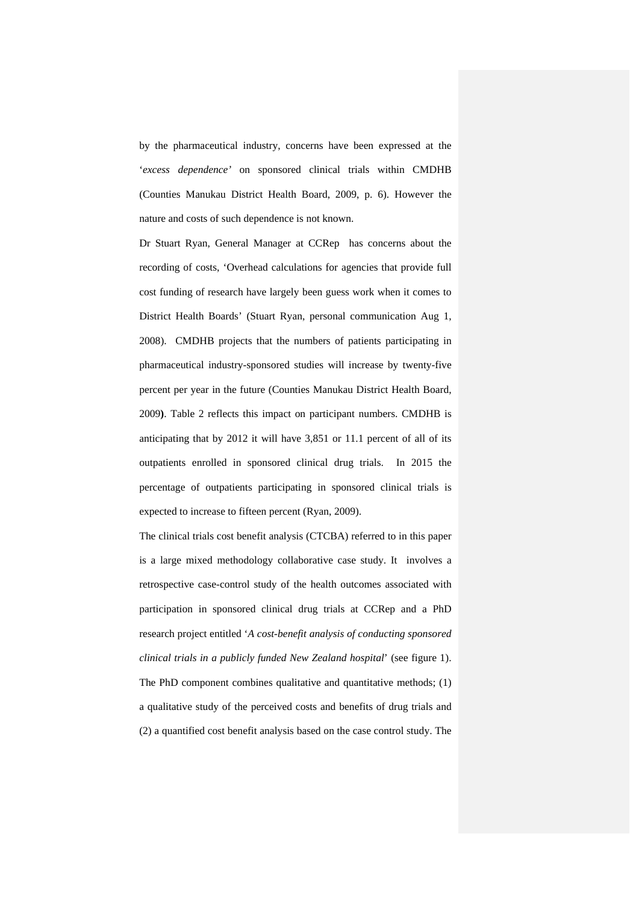by the pharmaceutical industry, concerns have been expressed at the '*excess dependence'* on sponsored clinical trials within CMDHB (Counties Manukau District Health Board, 2009, p. 6). However the nature and costs of such dependence is not known.

Dr Stuart Ryan, General Manager at CCRep has concerns about the recording of costs, 'Overhead calculations for agencies that provide full cost funding of research have largely been guess work when it comes to District Health Boards' (Stuart Ryan, personal communication Aug 1, 2008). CMDHB projects that the numbers of patients participating in pharmaceutical industry-sponsored studies will increase by twenty-five percent per year in the future (Counties Manukau District Health Board, 2009**)**. Table 2 reflects this impact on participant numbers. CMDHB is anticipating that by 2012 it will have 3,851 or 11.1 percent of all of its outpatients enrolled in sponsored clinical drug trials. In 2015 the percentage of outpatients participating in sponsored clinical trials is expected to increase to fifteen percent (Ryan, 2009).

The clinical trials cost benefit analysis (CTCBA) referred to in this paper is a large mixed methodology collaborative case study. It involves a retrospective case-control study of the health outcomes associated with participation in sponsored clinical drug trials at CCRep and a PhD research project entitled '*A cost-benefit analysis of conducting sponsored clinical trials in a publicly funded New Zealand hospital*' (see figure 1). The PhD component combines qualitative and quantitative methods; (1) a qualitative study of the perceived costs and benefits of drug trials and (2) a quantified cost benefit analysis based on the case control study. The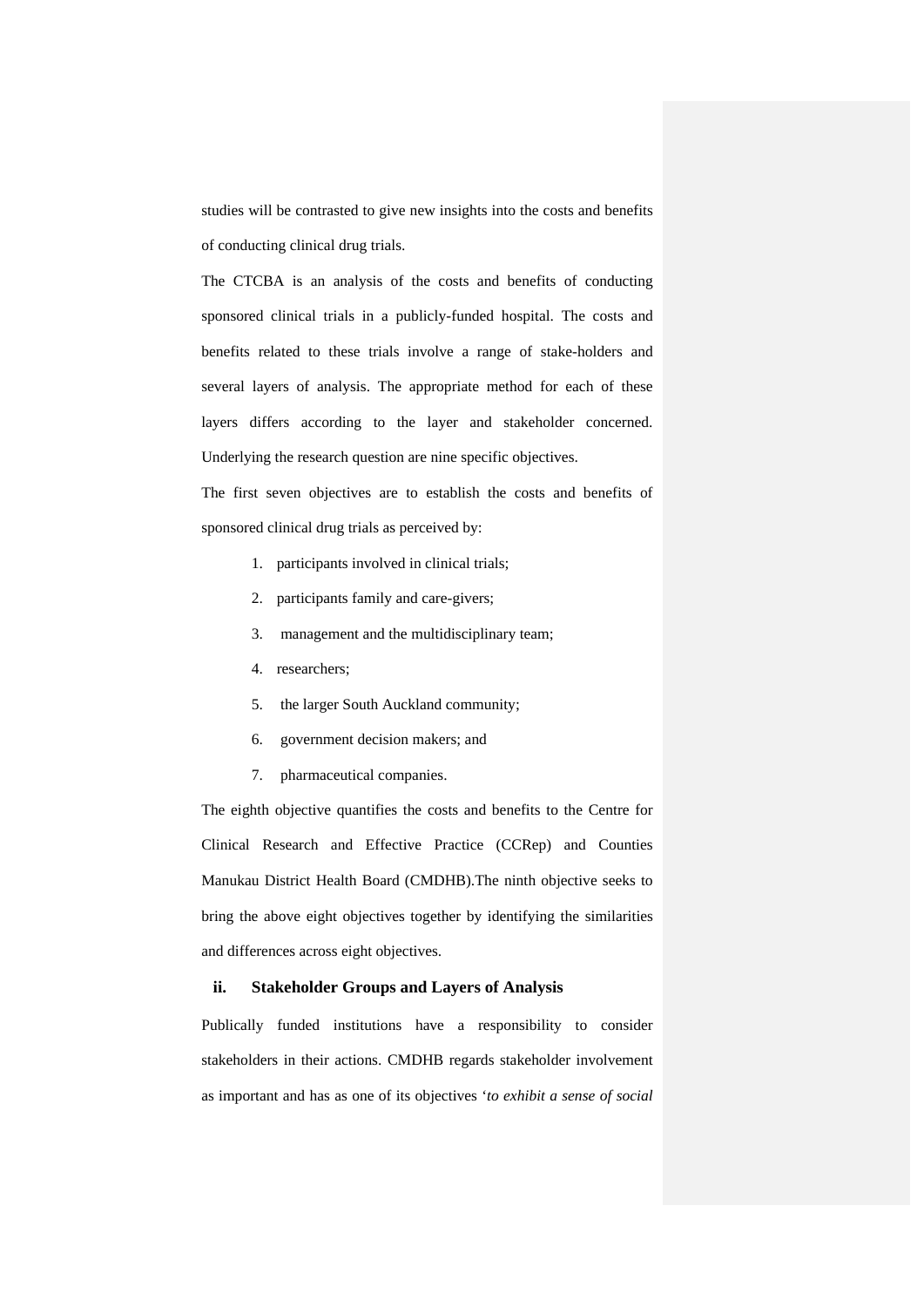studies will be contrasted to give new insights into the costs and benefits of conducting clinical drug trials.

The CTCBA is an analysis of the costs and benefits of conducting sponsored clinical trials in a publicly-funded hospital. The costs and benefits related to these trials involve a range of stake-holders and several layers of analysis. The appropriate method for each of these layers differs according to the layer and stakeholder concerned. Underlying the research question are nine specific objectives.

The first seven objectives are to establish the costs and benefits of sponsored clinical drug trials as perceived by:

1. participants involved in clinical trials;
2. participants family and care-givers;
3. management and the multidisciplinary team;
4. researchers;
5. the larger South Auckland community;
6. government decision makers; and
7. pharmaceutical companies.

The eighth objective quantifies the costs and benefits to the Centre for Clinical Research and Effective Practice (CCRep) and Counties Manukau District Health Board (CMDHB).The ninth objective seeks to bring the above eight objectives together by identifying the similarities and differences across eight objectives.

### ii. Stakeholder Groups and Layers of Analysis

Publically funded institutions have a responsibility to consider stakeholders in their actions. CMDHB regards stakeholder involvement as important and has as one of its objectives '*to exhibit a sense of social*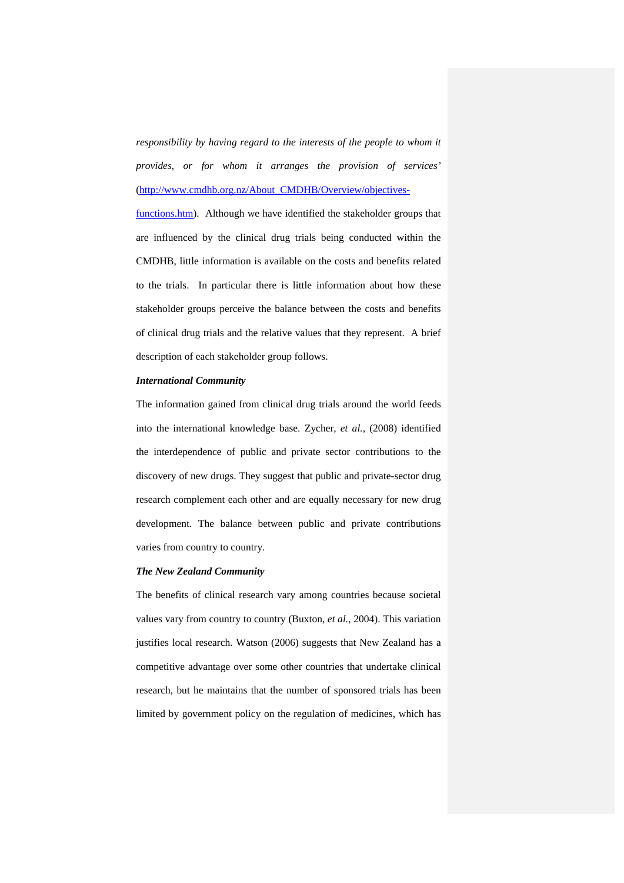*responsibility by having regard to the interests of the people to whom it provides, or for whom it arranges the provision of services'* (http://www.cmdhb.org.nz/About_CMDHB/Overview/objectives-functions.htm). Although we have identified the stakeholder groups that are influenced by the clinical drug trials being conducted within the CMDHB, little information is available on the costs and benefits related to the trials. In particular there is little information about how these stakeholder groups perceive the balance between the costs and benefits of clinical drug trials and the relative values that they represent. A brief description of each stakeholder group follows.

***International Community***

The information gained from clinical drug trials around the world feeds into the international knowledge base. Zycher, *et al.*, (2008) identified the interdependence of public and private sector contributions to the discovery of new drugs. They suggest that public and private-sector drug research complement each other and are equally necessary for new drug development. The balance between public and private contributions varies from country to country.

***The New Zealand Community***

The benefits of clinical research vary among countries because societal values vary from country to country (Buxton, *et al.*, 2004). This variation justifies local research. Watson (2006) suggests that New Zealand has a competitive advantage over some other countries that undertake clinical research, but he maintains that the number of sponsored trials has been limited by government policy on the regulation of medicines, which has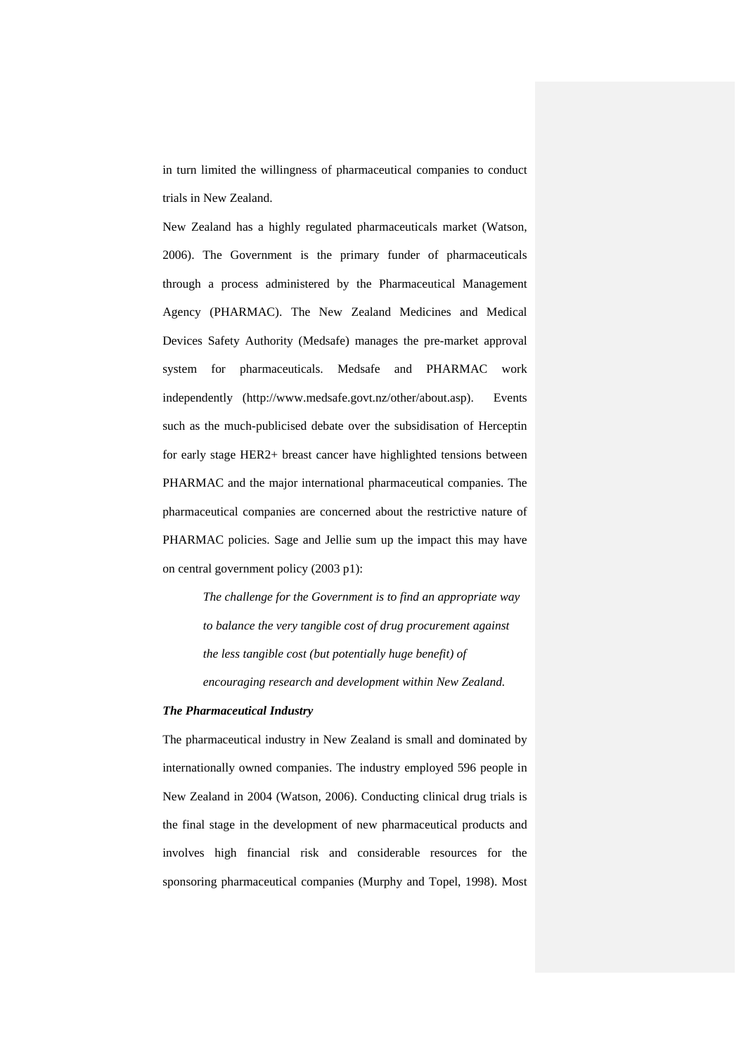in turn limited the willingness of pharmaceutical companies to conduct trials in New Zealand.

New Zealand has a highly regulated pharmaceuticals market (Watson, 2006). The Government is the primary funder of pharmaceuticals through a process administered by the Pharmaceutical Management Agency (PHARMAC). The New Zealand Medicines and Medical Devices Safety Authority (Medsafe) manages the pre-market approval system for pharmaceuticals. Medsafe and PHARMAC work independently (http://www.medsafe.govt.nz/other/about.asp). Events such as the much-publicised debate over the subsidisation of Herceptin for early stage HER2+ breast cancer have highlighted tensions between PHARMAC and the major international pharmaceutical companies. The pharmaceutical companies are concerned about the restrictive nature of PHARMAC policies. Sage and Jellie sum up the impact this may have on central government policy (2003 p1):

> *The challenge for the Government is to find an appropriate way to balance the very tangible cost of drug procurement against the less tangible cost (but potentially huge benefit) of encouraging research and development within New Zealand.*

***The Pharmaceutical Industry***

The pharmaceutical industry in New Zealand is small and dominated by internationally owned companies. The industry employed 596 people in New Zealand in 2004 (Watson, 2006). Conducting clinical drug trials is the final stage in the development of new pharmaceutical products and involves high financial risk and considerable resources for the sponsoring pharmaceutical companies (Murphy and Topel, 1998). Most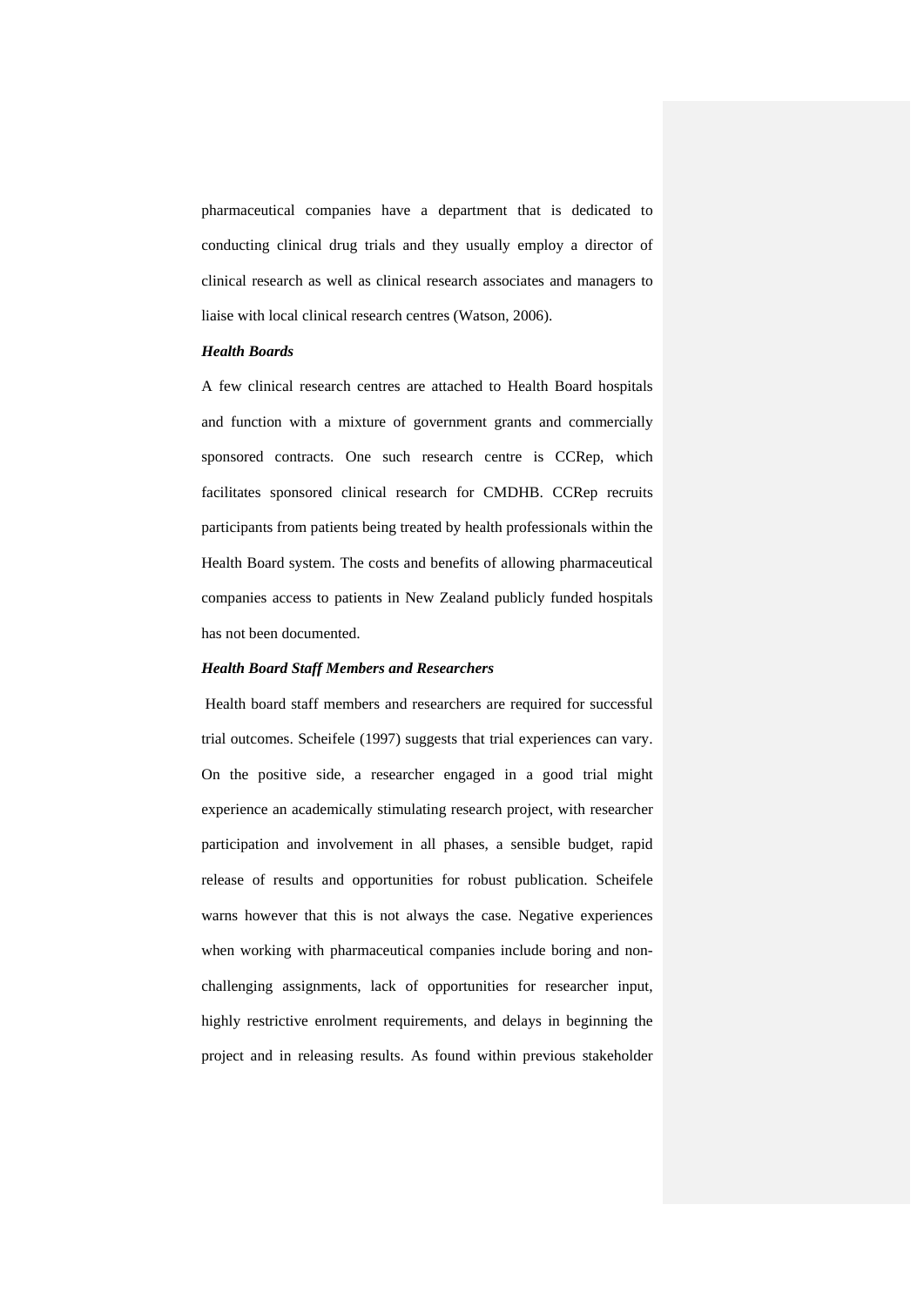pharmaceutical companies have a department that is dedicated to conducting clinical drug trials and they usually employ a director of clinical research as well as clinical research associates and managers to liaise with local clinical research centres (Watson, 2006).

***Health Boards***

A few clinical research centres are attached to Health Board hospitals and function with a mixture of government grants and commercially sponsored contracts. One such research centre is CCRep, which facilitates sponsored clinical research for CMDHB. CCRep recruits participants from patients being treated by health professionals within the Health Board system. The costs and benefits of allowing pharmaceutical companies access to patients in New Zealand publicly funded hospitals has not been documented.

***Health Board Staff Members and Researchers***

Health board staff members and researchers are required for successful trial outcomes. Scheifele (1997) suggests that trial experiences can vary. On the positive side, a researcher engaged in a good trial might experience an academically stimulating research project, with researcher participation and involvement in all phases, a sensible budget, rapid release of results and opportunities for robust publication. Scheifele warns however that this is not always the case. Negative experiences when working with pharmaceutical companies include boring and non-challenging assignments, lack of opportunities for researcher input, highly restrictive enrolment requirements, and delays in beginning the project and in releasing results. As found within previous stakeholder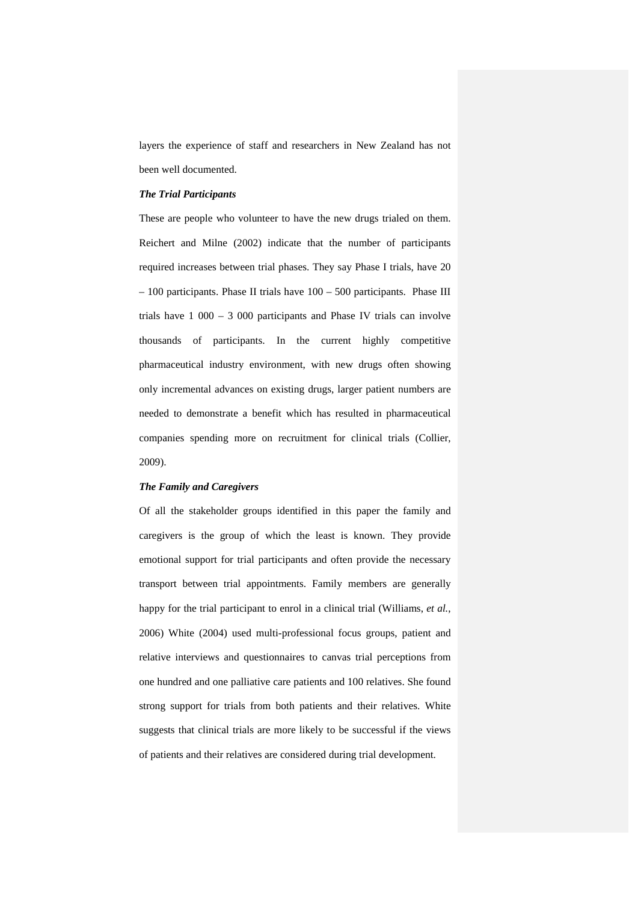layers the experience of staff and researchers in New Zealand has not been well documented.

***The Trial Participants***

These are people who volunteer to have the new drugs trialed on them. Reichert and Milne (2002) indicate that the number of participants required increases between trial phases. They say Phase I trials, have 20 – 100 participants. Phase II trials have 100 – 500 participants. Phase III trials have 1 000 – 3 000 participants and Phase IV trials can involve thousands of participants. In the current highly competitive pharmaceutical industry environment, with new drugs often showing only incremental advances on existing drugs, larger patient numbers are needed to demonstrate a benefit which has resulted in pharmaceutical companies spending more on recruitment for clinical trials (Collier, 2009).

***The Family and Caregivers***

Of all the stakeholder groups identified in this paper the family and caregivers is the group of which the least is known. They provide emotional support for trial participants and often provide the necessary transport between trial appointments. Family members are generally happy for the trial participant to enrol in a clinical trial (Williams, *et al.*, 2006) White (2004) used multi-professional focus groups, patient and relative interviews and questionnaires to canvas trial perceptions from one hundred and one palliative care patients and 100 relatives. She found strong support for trials from both patients and their relatives. White suggests that clinical trials are more likely to be successful if the views of patients and their relatives are considered during trial development.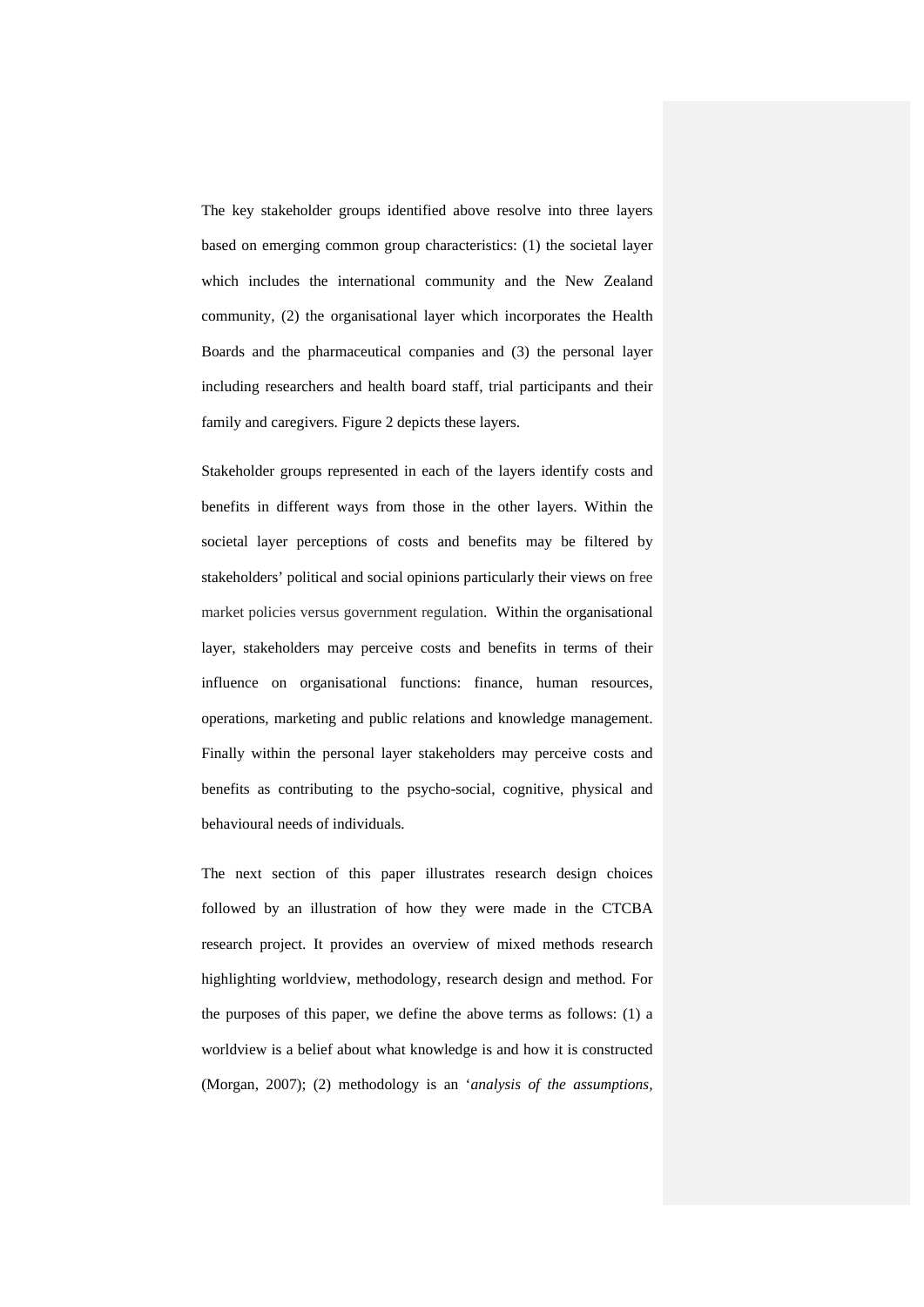The key stakeholder groups identified above resolve into three layers based on emerging common group characteristics: (1) the societal layer which includes the international community and the New Zealand community, (2) the organisational layer which incorporates the Health Boards and the pharmaceutical companies and (3) the personal layer including researchers and health board staff, trial participants and their family and caregivers. Figure 2 depicts these layers.

Stakeholder groups represented in each of the layers identify costs and benefits in different ways from those in the other layers. Within the societal layer perceptions of costs and benefits may be filtered by stakeholders' political and social opinions particularly their views on free market policies versus government regulation. Within the organisational layer, stakeholders may perceive costs and benefits in terms of their influence on organisational functions: finance, human resources, operations, marketing and public relations and knowledge management. Finally within the personal layer stakeholders may perceive costs and benefits as contributing to the psycho-social, cognitive, physical and behavioural needs of individuals.

The next section of this paper illustrates research design choices followed by an illustration of how they were made in the CTCBA research project. It provides an overview of mixed methods research highlighting worldview, methodology, research design and method. For the purposes of this paper, we define the above terms as follows: (1) a worldview is a belief about what knowledge is and how it is constructed (Morgan, 2007); (2) methodology is an '*analysis of the assumptions,*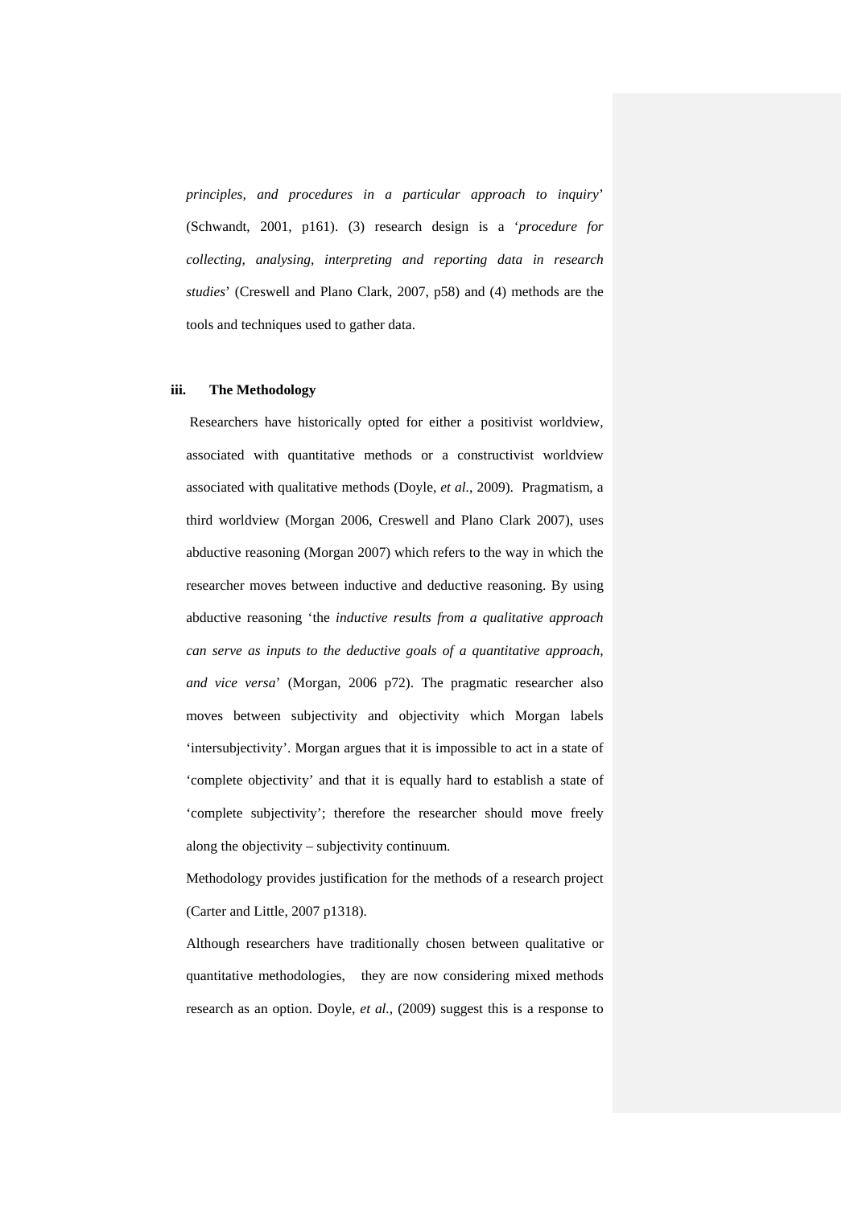*principles, and procedures in a particular approach to inquiry*' (Schwandt, 2001, p161). (3) research design is a '*procedure for collecting, analysing, interpreting and reporting data in research studies*' (Creswell and Plano Clark, 2007, p58) and (4) methods are the tools and techniques used to gather data.

**iii. The Methodology**

Researchers have historically opted for either a positivist worldview, associated with quantitative methods or a constructivist worldview associated with qualitative methods (Doyle, *et al.*, 2009). Pragmatism, a third worldview (Morgan 2006, Creswell and Plano Clark 2007), uses abductive reasoning (Morgan 2007) which refers to the way in which the researcher moves between inductive and deductive reasoning. By using abductive reasoning 'the *inductive results from a qualitative approach can serve as inputs to the deductive goals of a quantitative approach, and vice versa*' (Morgan, 2006 p72). The pragmatic researcher also moves between subjectivity and objectivity which Morgan labels 'intersubjectivity'. Morgan argues that it is impossible to act in a state of 'complete objectivity' and that it is equally hard to establish a state of 'complete subjectivity'; therefore the researcher should move freely along the objectivity – subjectivity continuum.

Methodology provides justification for the methods of a research project (Carter and Little, 2007 p1318).

Although researchers have traditionally chosen between qualitative or quantitative methodologies, they are now considering mixed methods research as an option. Doyle, *et al.*, (2009) suggest this is a response to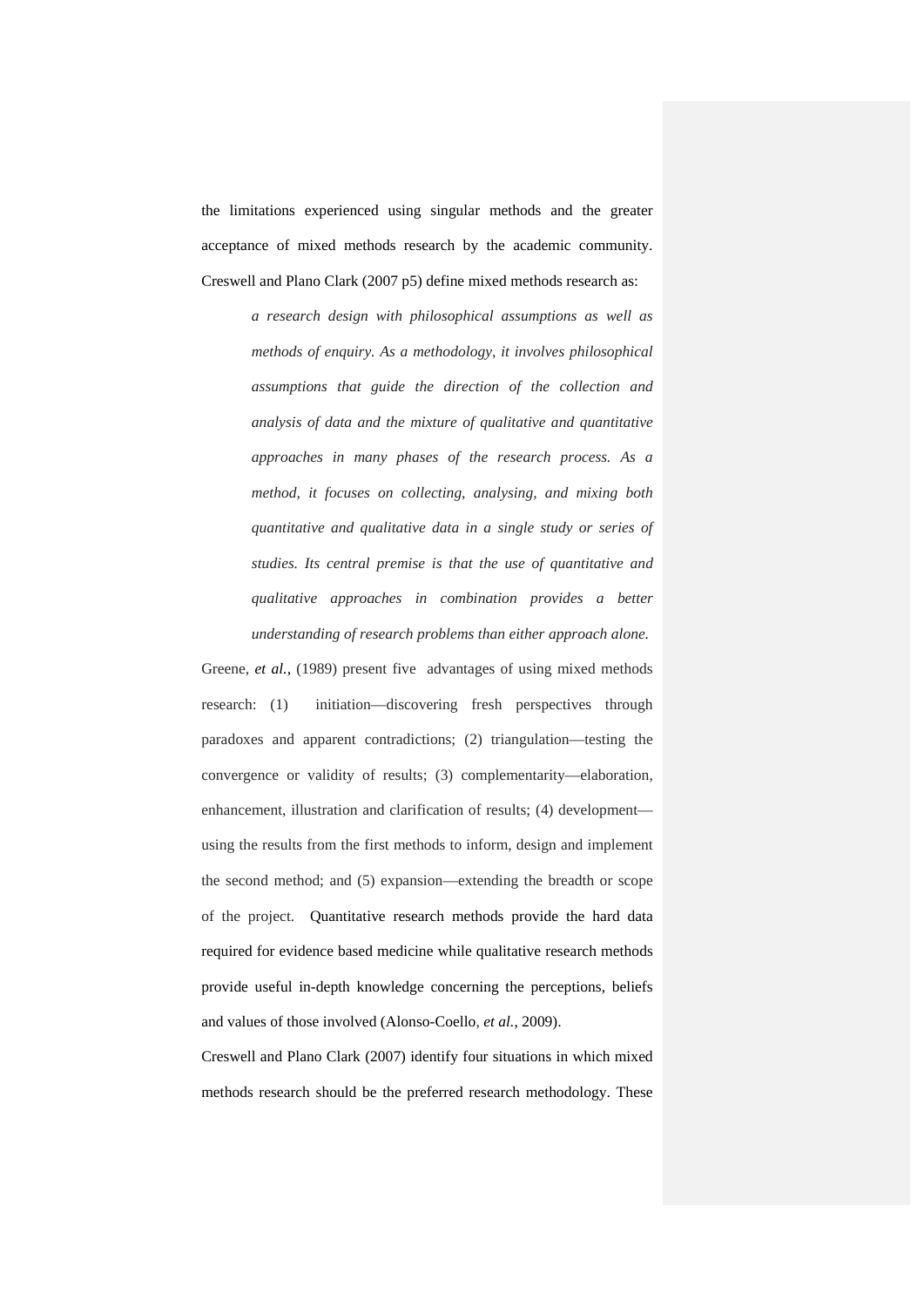the limitations experienced using singular methods and the greater acceptance of mixed methods research by the academic community. Creswell and Plano Clark (2007 p5) define mixed methods research as:

> *a research design with philosophical assumptions as well as methods of enquiry. As a methodology, it involves philosophical assumptions that guide the direction of the collection and analysis of data and the mixture of qualitative and quantitative approaches in many phases of the research process. As a method, it focuses on collecting, analysing, and mixing both quantitative and qualitative data in a single study or series of studies. Its central premise is that the use of quantitative and qualitative approaches in combination provides a better understanding of research problems than either approach alone.*

Greene, *et al.*, (1989) present five advantages of using mixed methods research: (1) initiation—discovering fresh perspectives through paradoxes and apparent contradictions; (2) triangulation—testing the convergence or validity of results; (3) complementarity—elaboration, enhancement, illustration and clarification of results; (4) development—using the results from the first methods to inform, design and implement the second method; and (5) expansion—extending the breadth or scope of the project. Quantitative research methods provide the hard data required for evidence based medicine while qualitative research methods provide useful in-depth knowledge concerning the perceptions, beliefs and values of those involved (Alonso-Coello, *et al.*, 2009).

Creswell and Plano Clark (2007) identify four situations in which mixed methods research should be the preferred research methodology. These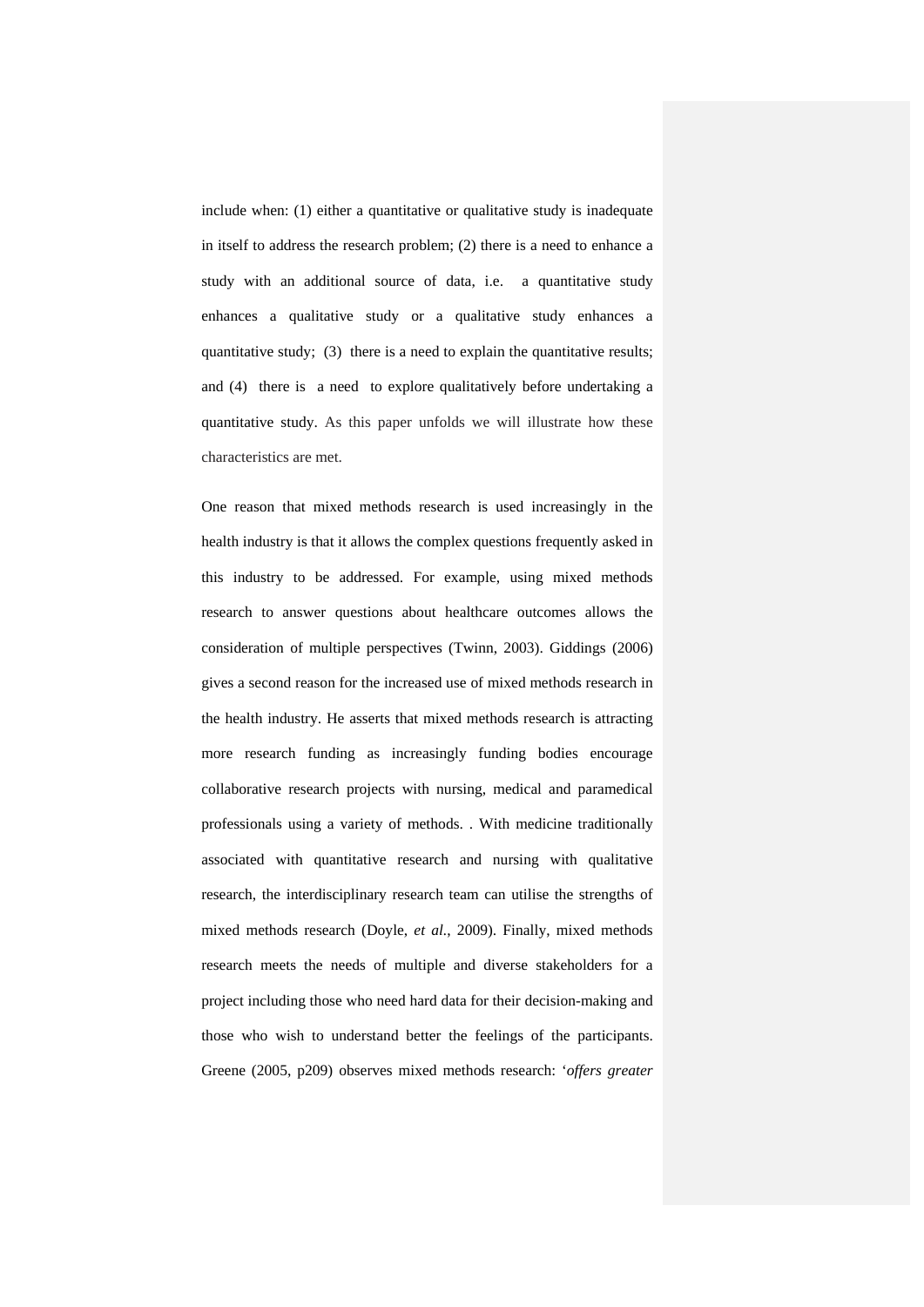include when: (1) either a quantitative or qualitative study is inadequate in itself to address the research problem; (2) there is a need to enhance a study with an additional source of data, i.e. a quantitative study enhances a qualitative study or a qualitative study enhances a quantitative study; (3) there is a need to explain the quantitative results; and (4) there is a need to explore qualitatively before undertaking a quantitative study. As this paper unfolds we will illustrate how these characteristics are met.

One reason that mixed methods research is used increasingly in the health industry is that it allows the complex questions frequently asked in this industry to be addressed. For example, using mixed methods research to answer questions about healthcare outcomes allows the consideration of multiple perspectives (Twinn, 2003). Giddings (2006) gives a second reason for the increased use of mixed methods research in the health industry. He asserts that mixed methods research is attracting more research funding as increasingly funding bodies encourage collaborative research projects with nursing, medical and paramedical professionals using a variety of methods. . With medicine traditionally associated with quantitative research and nursing with qualitative research, the interdisciplinary research team can utilise the strengths of mixed methods research (Doyle, *et al.*, 2009). Finally, mixed methods research meets the needs of multiple and diverse stakeholders for a project including those who need hard data for their decision-making and those who wish to understand better the feelings of the participants. Greene (2005, p209) observes mixed methods research: '*offers greater*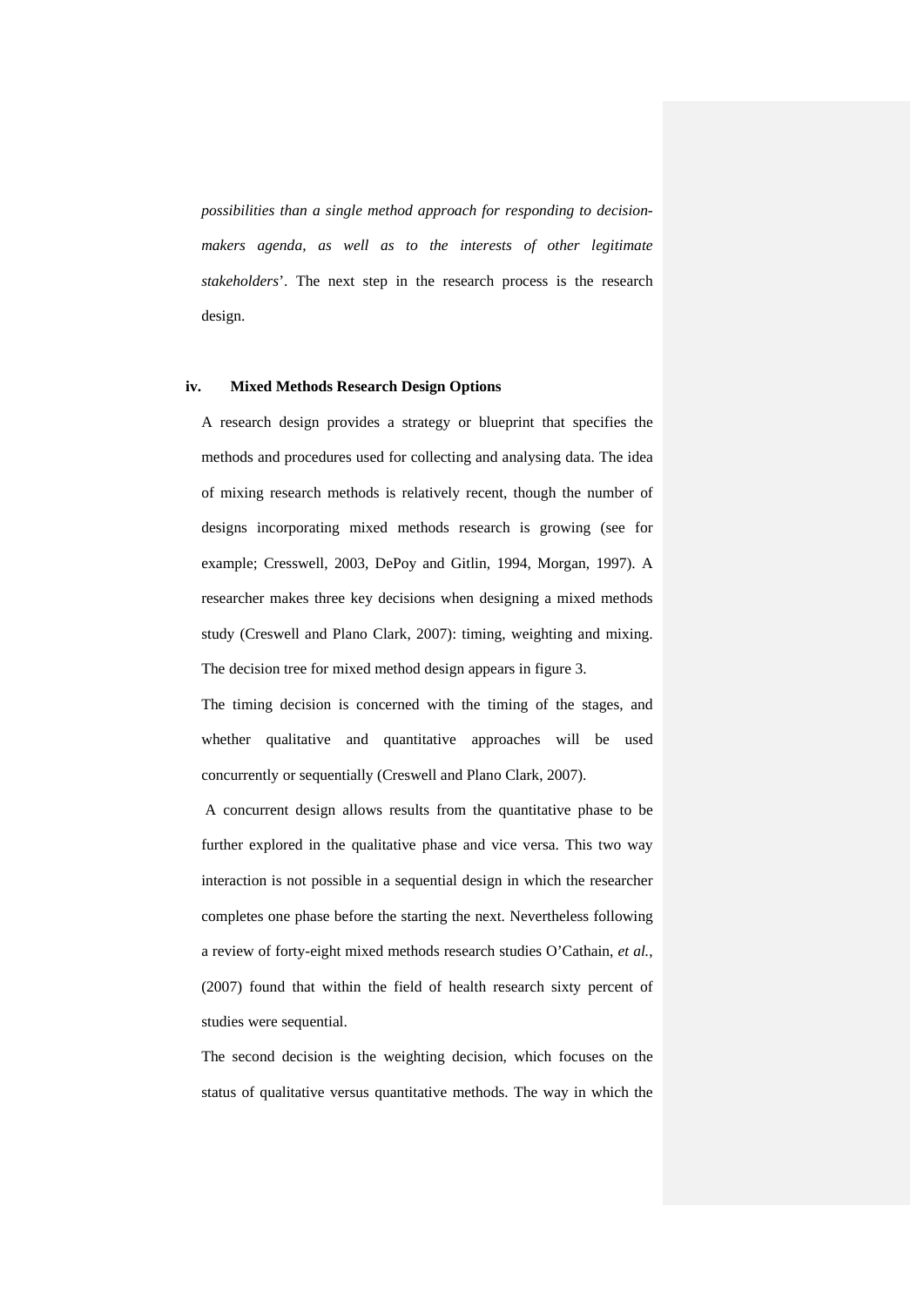*possibilities than a single method approach for responding to decision-makers agenda, as well as to the interests of other legitimate stakeholders*'. The next step in the research process is the research design.

### iv. Mixed Methods Research Design Options

A research design provides a strategy or blueprint that specifies the methods and procedures used for collecting and analysing data. The idea of mixing research methods is relatively recent, though the number of designs incorporating mixed methods research is growing (see for example; Cresswell, 2003, DePoy and Gitlin, 1994, Morgan, 1997). A researcher makes three key decisions when designing a mixed methods study (Creswell and Plano Clark, 2007): timing, weighting and mixing. The decision tree for mixed method design appears in figure 3.

The timing decision is concerned with the timing of the stages, and whether qualitative and quantitative approaches will be used concurrently or sequentially (Creswell and Plano Clark, 2007).

A concurrent design allows results from the quantitative phase to be further explored in the qualitative phase and vice versa. This two way interaction is not possible in a sequential design in which the researcher completes one phase before the starting the next. Nevertheless following a review of forty-eight mixed methods research studies O'Cathain, *et al.*, (2007) found that within the field of health research sixty percent of studies were sequential.

The second decision is the weighting decision, which focuses on the status of qualitative versus quantitative methods. The way in which the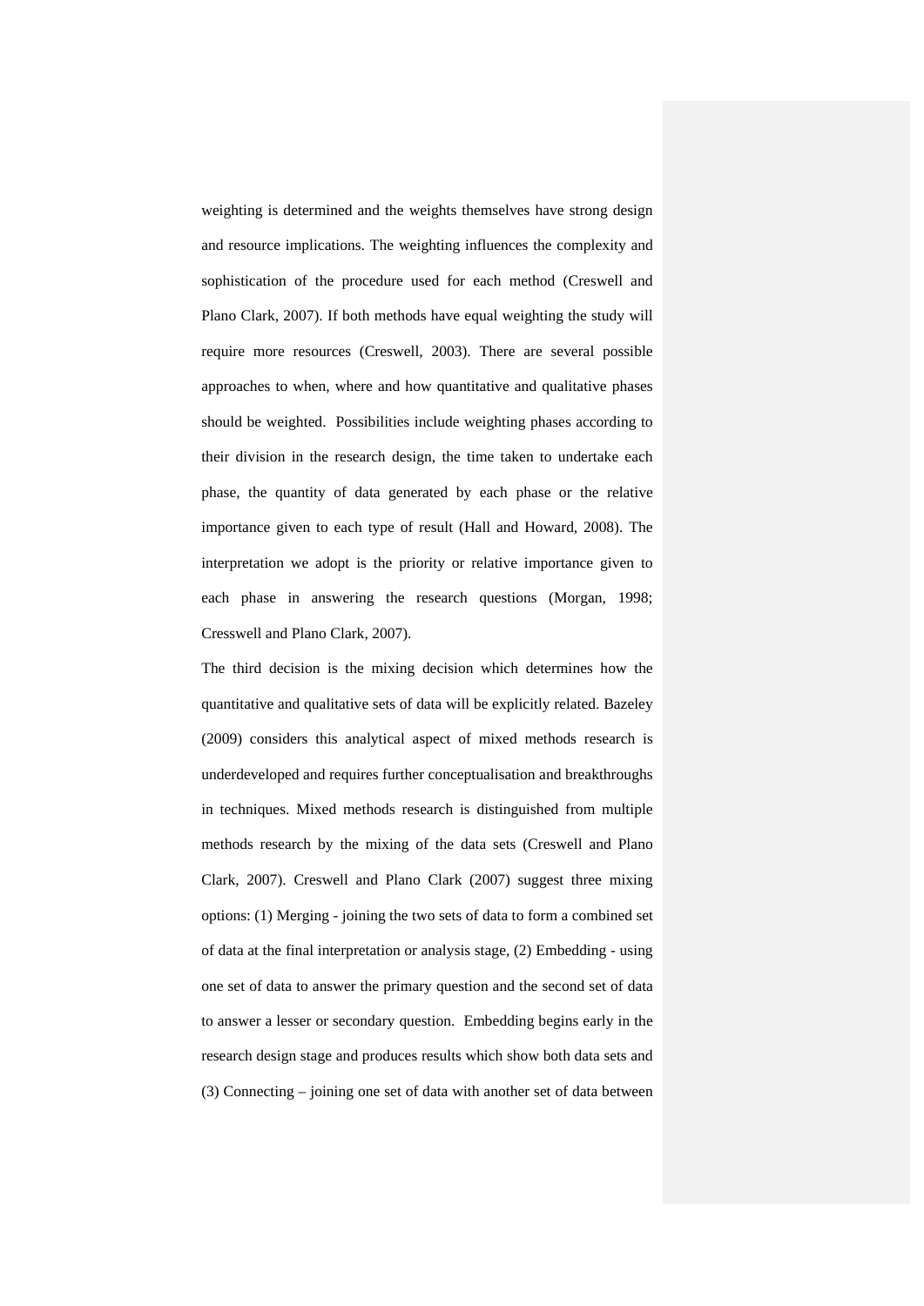weighting is determined and the weights themselves have strong design and resource implications. The weighting influences the complexity and sophistication of the procedure used for each method (Creswell and Plano Clark, 2007). If both methods have equal weighting the study will require more resources (Creswell, 2003). There are several possible approaches to when, where and how quantitative and qualitative phases should be weighted. Possibilities include weighting phases according to their division in the research design, the time taken to undertake each phase, the quantity of data generated by each phase or the relative importance given to each type of result (Hall and Howard, 2008). The interpretation we adopt is the priority or relative importance given to each phase in answering the research questions (Morgan, 1998; Cresswell and Plano Clark, 2007).

The third decision is the mixing decision which determines how the quantitative and qualitative sets of data will be explicitly related. Bazeley (2009) considers this analytical aspect of mixed methods research is underdeveloped and requires further conceptualisation and breakthroughs in techniques. Mixed methods research is distinguished from multiple methods research by the mixing of the data sets (Creswell and Plano Clark, 2007). Creswell and Plano Clark (2007) suggest three mixing options: (1) Merging - joining the two sets of data to form a combined set of data at the final interpretation or analysis stage, (2) Embedding - using one set of data to answer the primary question and the second set of data to answer a lesser or secondary question. Embedding begins early in the research design stage and produces results which show both data sets and (3) Connecting – joining one set of data with another set of data between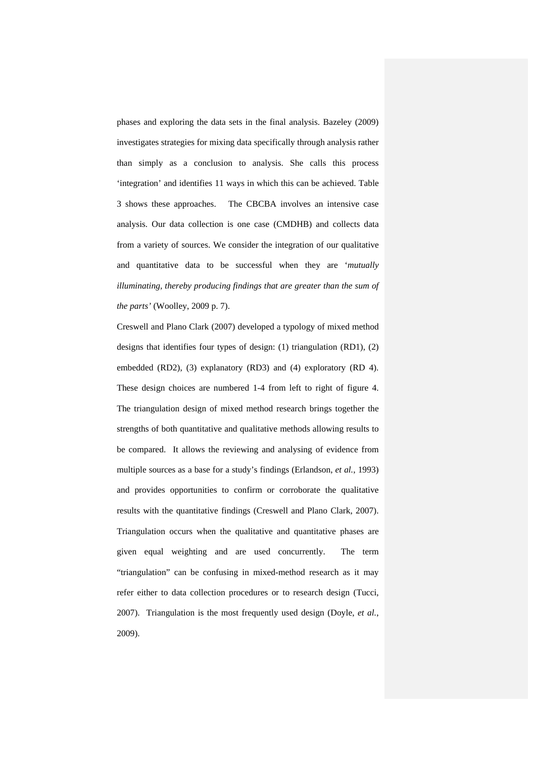phases and exploring the data sets in the final analysis. Bazeley (2009) investigates strategies for mixing data specifically through analysis rather than simply as a conclusion to analysis. She calls this process 'integration' and identifies 11 ways in which this can be achieved. Table 3 shows these approaches. The CBCBA involves an intensive case analysis. Our data collection is one case (CMDHB) and collects data from a variety of sources. We consider the integration of our qualitative and quantitative data to be successful when they are '*mutually illuminating, thereby producing findings that are greater than the sum of the parts'* (Woolley, 2009 p. 7).

Creswell and Plano Clark (2007) developed a typology of mixed method designs that identifies four types of design: (1) triangulation (RD1), (2) embedded (RD2), (3) explanatory (RD3) and (4) exploratory (RD 4). These design choices are numbered 1-4 from left to right of figure 4. The triangulation design of mixed method research brings together the strengths of both quantitative and qualitative methods allowing results to be compared. It allows the reviewing and analysing of evidence from multiple sources as a base for a study's findings (Erlandson, *et al.*, 1993) and provides opportunities to confirm or corroborate the qualitative results with the quantitative findings (Creswell and Plano Clark, 2007). Triangulation occurs when the qualitative and quantitative phases are given equal weighting and are used concurrently. The term "triangulation" can be confusing in mixed-method research as it may refer either to data collection procedures or to research design (Tucci, 2007). Triangulation is the most frequently used design (Doyle, *et al.*, 2009).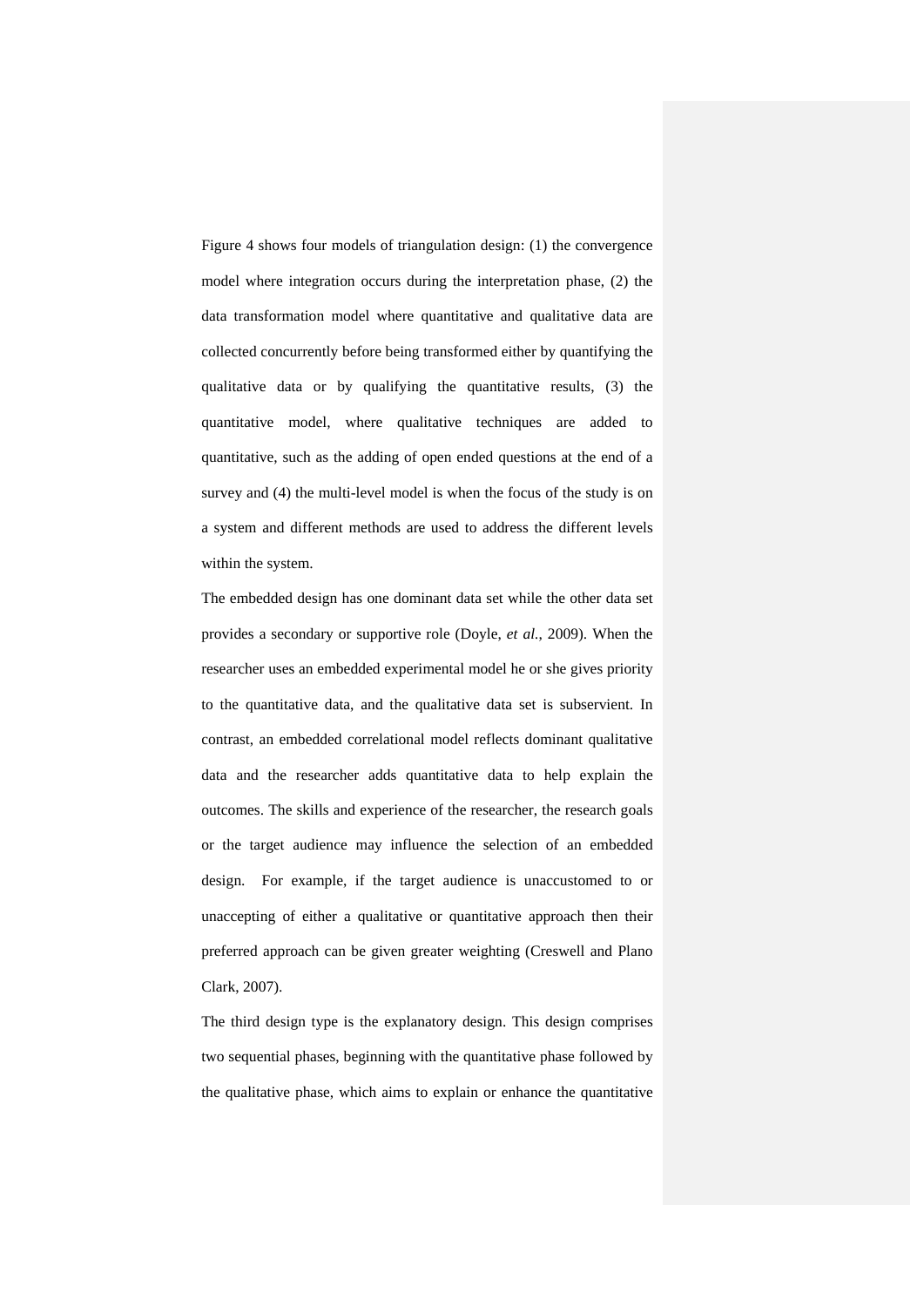Figure 4 shows four models of triangulation design: (1) the convergence model where integration occurs during the interpretation phase, (2) the data transformation model where quantitative and qualitative data are collected concurrently before being transformed either by quantifying the qualitative data or by qualifying the quantitative results, (3) the quantitative model, where qualitative techniques are added to quantitative, such as the adding of open ended questions at the end of a survey and (4) the multi-level model is when the focus of the study is on a system and different methods are used to address the different levels within the system.

The embedded design has one dominant data set while the other data set provides a secondary or supportive role (Doyle, *et al.*, 2009). When the researcher uses an embedded experimental model he or she gives priority to the quantitative data, and the qualitative data set is subservient. In contrast, an embedded correlational model reflects dominant qualitative data and the researcher adds quantitative data to help explain the outcomes. The skills and experience of the researcher, the research goals or the target audience may influence the selection of an embedded design. For example, if the target audience is unaccustomed to or unaccepting of either a qualitative or quantitative approach then their preferred approach can be given greater weighting (Creswell and Plano Clark, 2007).

The third design type is the explanatory design. This design comprises two sequential phases, beginning with the quantitative phase followed by the qualitative phase, which aims to explain or enhance the quantitative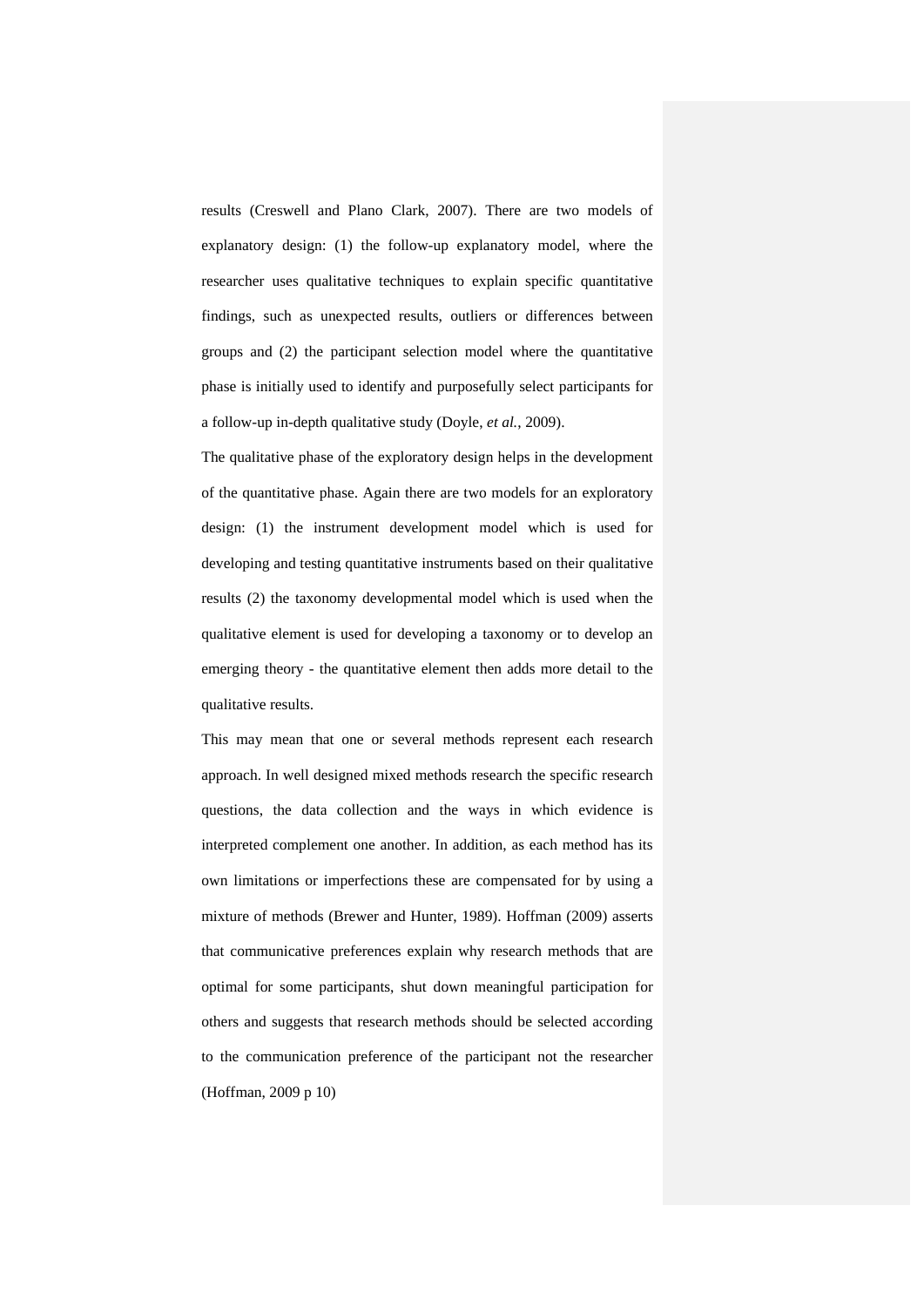results (Creswell and Plano Clark, 2007). There are two models of explanatory design: (1) the follow-up explanatory model, where the researcher uses qualitative techniques to explain specific quantitative findings, such as unexpected results, outliers or differences between groups and (2) the participant selection model where the quantitative phase is initially used to identify and purposefully select participants for a follow-up in-depth qualitative study (Doyle, *et al.*, 2009).

The qualitative phase of the exploratory design helps in the development of the quantitative phase. Again there are two models for an exploratory design: (1) the instrument development model which is used for developing and testing quantitative instruments based on their qualitative results (2) the taxonomy developmental model which is used when the qualitative element is used for developing a taxonomy or to develop an emerging theory - the quantitative element then adds more detail to the qualitative results.

This may mean that one or several methods represent each research approach. In well designed mixed methods research the specific research questions, the data collection and the ways in which evidence is interpreted complement one another. In addition, as each method has its own limitations or imperfections these are compensated for by using a mixture of methods (Brewer and Hunter, 1989). Hoffman (2009) asserts that communicative preferences explain why research methods that are optimal for some participants, shut down meaningful participation for others and suggests that research methods should be selected according to the communication preference of the participant not the researcher (Hoffman, 2009 p 10)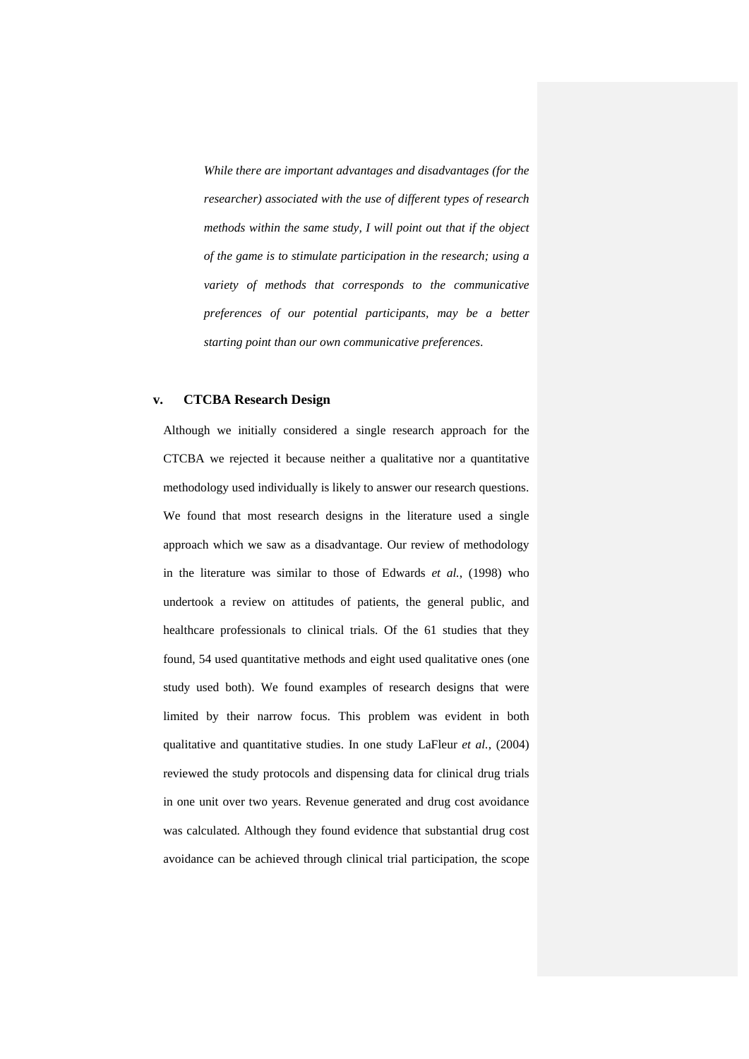> *While there are important advantages and disadvantages (for the researcher) associated with the use of different types of research methods within the same study, I will point out that if the object of the game is to stimulate participation in the research; using a variety of methods that corresponds to the communicative preferences of our potential participants, may be a better starting point than our own communicative preferences.*

### v. CTCBA Research Design

Although we initially considered a single research approach for the CTCBA we rejected it because neither a qualitative nor a quantitative methodology used individually is likely to answer our research questions. We found that most research designs in the literature used a single approach which we saw as a disadvantage. Our review of methodology in the literature was similar to those of Edwards *et al.*, (1998) who undertook a review on attitudes of patients, the general public, and healthcare professionals to clinical trials. Of the 61 studies that they found, 54 used quantitative methods and eight used qualitative ones (one study used both). We found examples of research designs that were limited by their narrow focus. This problem was evident in both qualitative and quantitative studies. In one study LaFleur *et al.*, (2004) reviewed the study protocols and dispensing data for clinical drug trials in one unit over two years. Revenue generated and drug cost avoidance was calculated. Although they found evidence that substantial drug cost avoidance can be achieved through clinical trial participation, the scope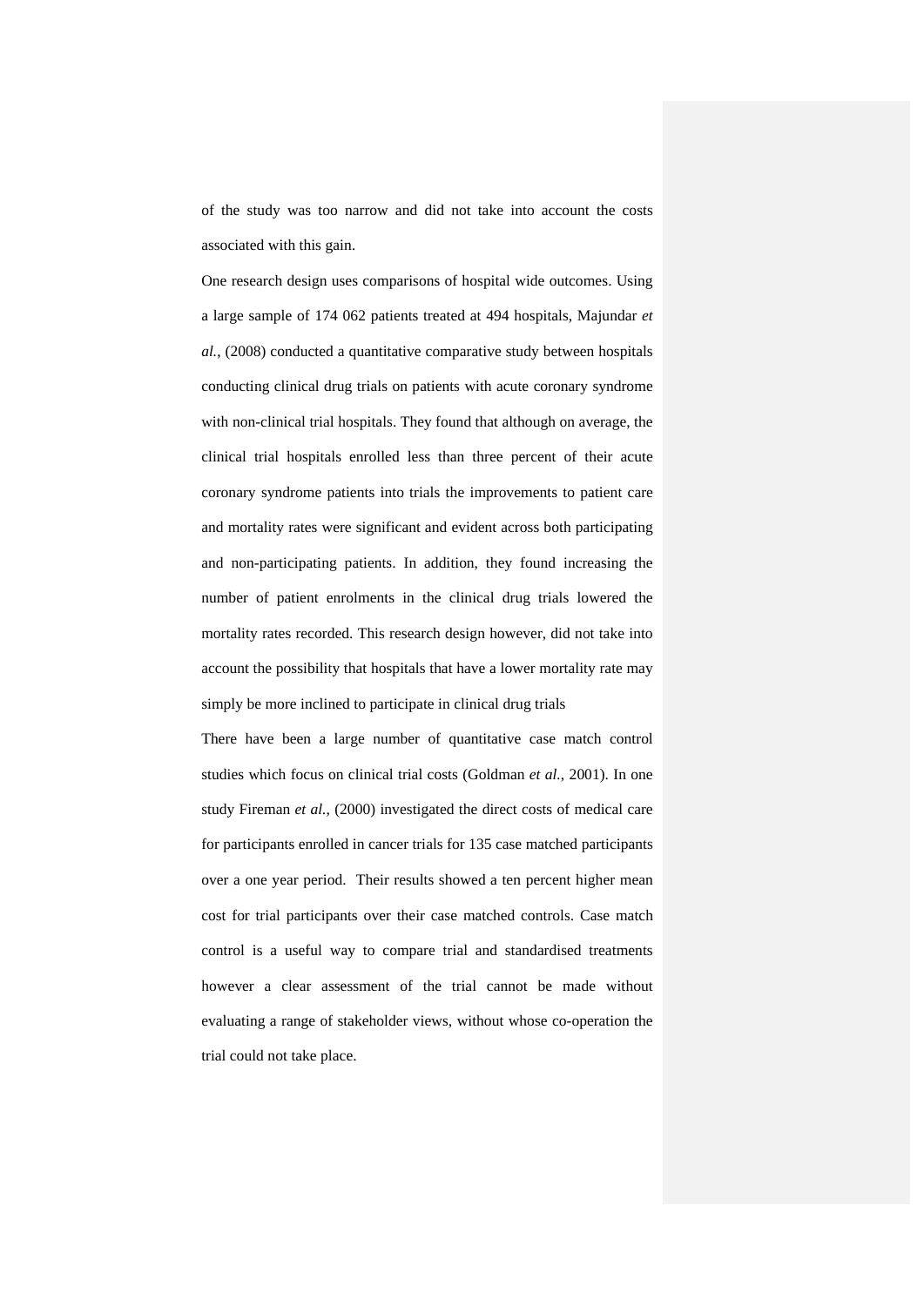of the study was too narrow and did not take into account the costs associated with this gain.

One research design uses comparisons of hospital wide outcomes. Using a large sample of 174 062 patients treated at 494 hospitals, Majundar *et al.*, (2008) conducted a quantitative comparative study between hospitals conducting clinical drug trials on patients with acute coronary syndrome with non-clinical trial hospitals. They found that although on average, the clinical trial hospitals enrolled less than three percent of their acute coronary syndrome patients into trials the improvements to patient care and mortality rates were significant and evident across both participating and non-participating patients. In addition, they found increasing the number of patient enrolments in the clinical drug trials lowered the mortality rates recorded. This research design however, did not take into account the possibility that hospitals that have a lower mortality rate may simply be more inclined to participate in clinical drug trials

There have been a large number of quantitative case match control studies which focus on clinical trial costs (Goldman *et al.*, 2001). In one study Fireman *et al.*, (2000) investigated the direct costs of medical care for participants enrolled in cancer trials for 135 case matched participants over a one year period. Their results showed a ten percent higher mean cost for trial participants over their case matched controls. Case match control is a useful way to compare trial and standardised treatments however a clear assessment of the trial cannot be made without evaluating a range of stakeholder views, without whose co-operation the trial could not take place.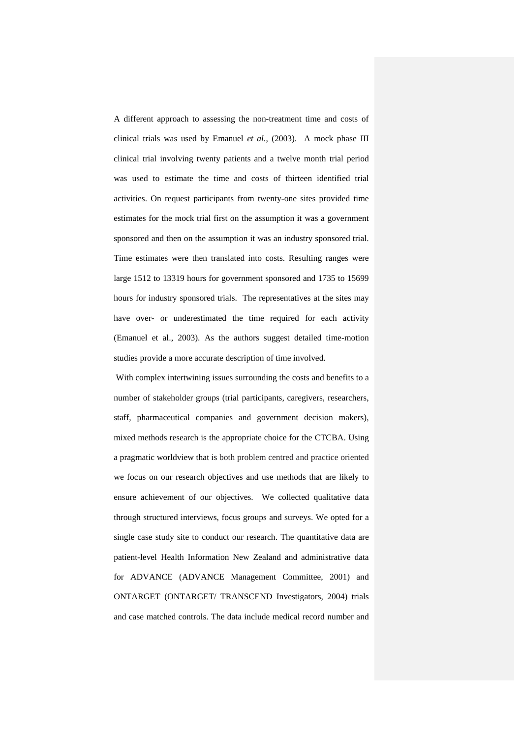A different approach to assessing the non-treatment time and costs of clinical trials was used by Emanuel *et al.*, (2003). A mock phase III clinical trial involving twenty patients and a twelve month trial period was used to estimate the time and costs of thirteen identified trial activities. On request participants from twenty-one sites provided time estimates for the mock trial first on the assumption it was a government sponsored and then on the assumption it was an industry sponsored trial. Time estimates were then translated into costs. Resulting ranges were large 1512 to 13319 hours for government sponsored and 1735 to 15699 hours for industry sponsored trials. The representatives at the sites may have over- or underestimated the time required for each activity (Emanuel et al., 2003). As the authors suggest detailed time-motion studies provide a more accurate description of time involved.

With complex intertwining issues surrounding the costs and benefits to a number of stakeholder groups (trial participants, caregivers, researchers, staff, pharmaceutical companies and government decision makers), mixed methods research is the appropriate choice for the CTCBA. Using a pragmatic worldview that is both problem centred and practice oriented we focus on our research objectives and use methods that are likely to ensure achievement of our objectives. We collected qualitative data through structured interviews, focus groups and surveys. We opted for a single case study site to conduct our research. The quantitative data are patient-level Health Information New Zealand and administrative data for ADVANCE (ADVANCE Management Committee, 2001) and ONTARGET (ONTARGET/ TRANSCEND Investigators, 2004) trials and case matched controls. The data include medical record number and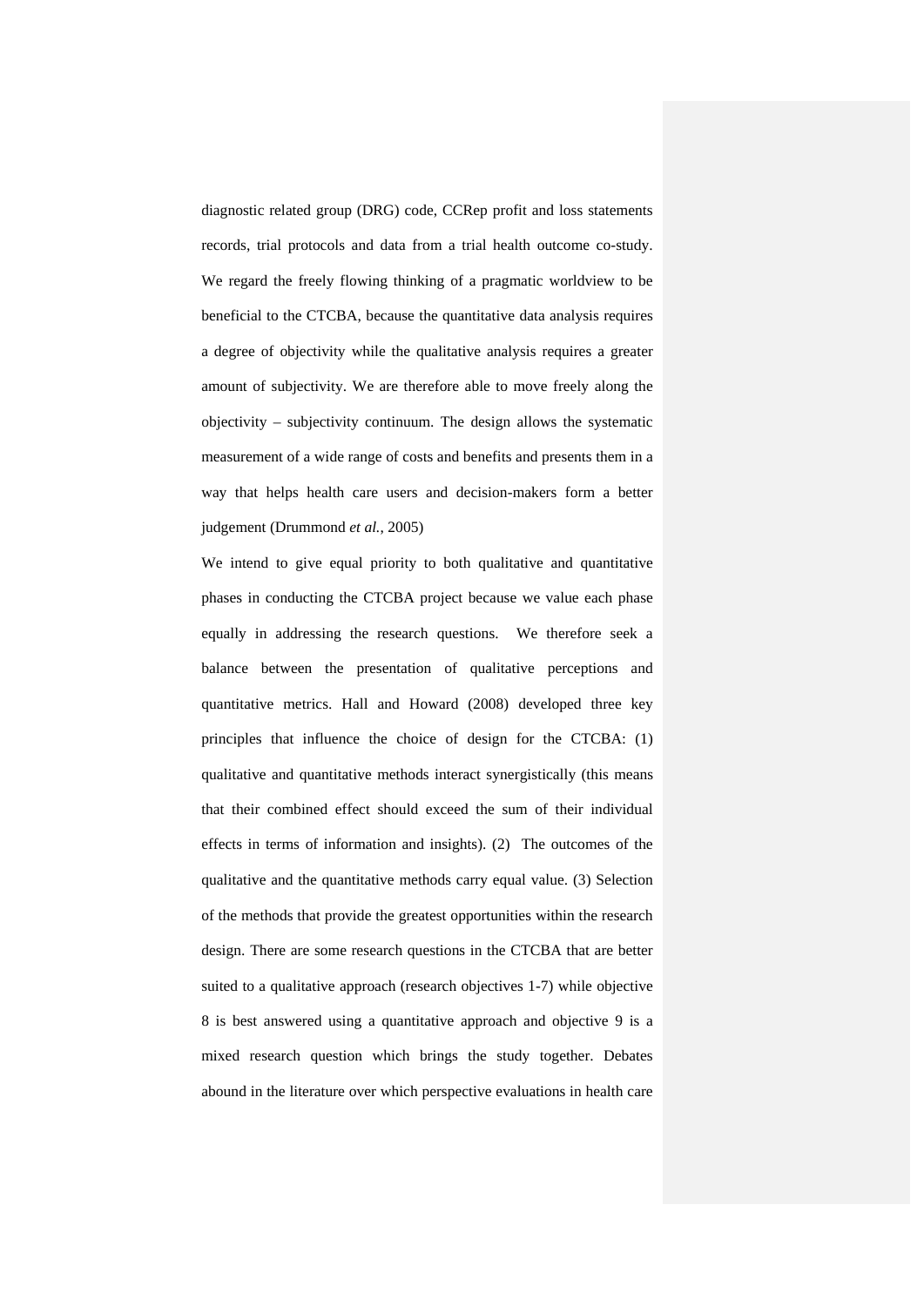diagnostic related group (DRG) code, CCRep profit and loss statements records, trial protocols and data from a trial health outcome co-study. We regard the freely flowing thinking of a pragmatic worldview to be beneficial to the CTCBA, because the quantitative data analysis requires a degree of objectivity while the qualitative analysis requires a greater amount of subjectivity. We are therefore able to move freely along the objectivity – subjectivity continuum. The design allows the systematic measurement of a wide range of costs and benefits and presents them in a way that helps health care users and decision-makers form a better judgement (Drummond *et al.*, 2005)

We intend to give equal priority to both qualitative and quantitative phases in conducting the CTCBA project because we value each phase equally in addressing the research questions. We therefore seek a balance between the presentation of qualitative perceptions and quantitative metrics. Hall and Howard (2008) developed three key principles that influence the choice of design for the CTCBA: (1) qualitative and quantitative methods interact synergistically (this means that their combined effect should exceed the sum of their individual effects in terms of information and insights). (2) The outcomes of the qualitative and the quantitative methods carry equal value. (3) Selection of the methods that provide the greatest opportunities within the research design. There are some research questions in the CTCBA that are better suited to a qualitative approach (research objectives 1-7) while objective 8 is best answered using a quantitative approach and objective 9 is a mixed research question which brings the study together. Debates abound in the literature over which perspective evaluations in health care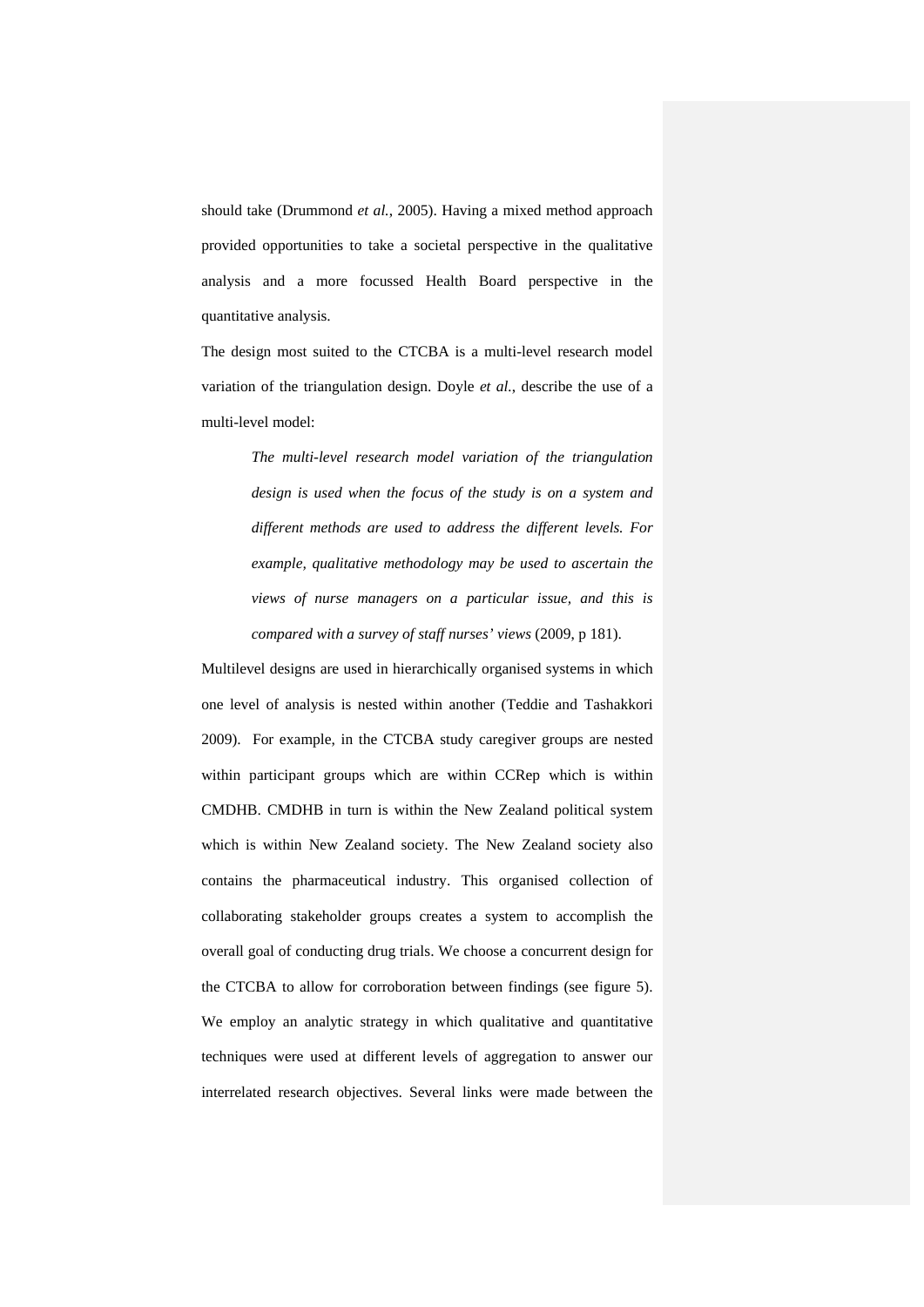should take (Drummond *et al.*, 2005). Having a mixed method approach provided opportunities to take a societal perspective in the qualitative analysis and a more focussed Health Board perspective in the quantitative analysis.

The design most suited to the CTCBA is a multi-level research model variation of the triangulation design. Doyle *et al.*, describe the use of a multi-level model:

> *The multi-level research model variation of the triangulation design is used when the focus of the study is on a system and different methods are used to address the different levels. For example, qualitative methodology may be used to ascertain the views of nurse managers on a particular issue, and this is compared with a survey of staff nurses' views* (2009, p 181).

Multilevel designs are used in hierarchically organised systems in which one level of analysis is nested within another (Teddie and Tashakkori 2009). For example, in the CTCBA study caregiver groups are nested within participant groups which are within CCRep which is within CMDHB. CMDHB in turn is within the New Zealand political system which is within New Zealand society. The New Zealand society also contains the pharmaceutical industry. This organised collection of collaborating stakeholder groups creates a system to accomplish the overall goal of conducting drug trials. We choose a concurrent design for the CTCBA to allow for corroboration between findings (see figure 5). We employ an analytic strategy in which qualitative and quantitative techniques were used at different levels of aggregation to answer our interrelated research objectives. Several links were made between the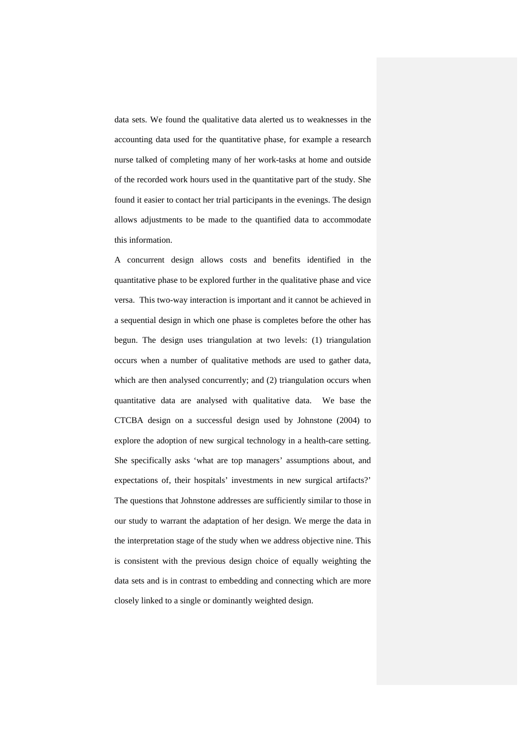data sets. We found the qualitative data alerted us to weaknesses in the accounting data used for the quantitative phase, for example a research nurse talked of completing many of her work-tasks at home and outside of the recorded work hours used in the quantitative part of the study. She found it easier to contact her trial participants in the evenings. The design allows adjustments to be made to the quantified data to accommodate this information.

A concurrent design allows costs and benefits identified in the quantitative phase to be explored further in the qualitative phase and vice versa. This two-way interaction is important and it cannot be achieved in a sequential design in which one phase is completes before the other has begun. The design uses triangulation at two levels: (1) triangulation occurs when a number of qualitative methods are used to gather data, which are then analysed concurrently; and (2) triangulation occurs when quantitative data are analysed with qualitative data. We base the CTCBA design on a successful design used by Johnstone (2004) to explore the adoption of new surgical technology in a health-care setting. She specifically asks 'what are top managers' assumptions about, and expectations of, their hospitals' investments in new surgical artifacts?' The questions that Johnstone addresses are sufficiently similar to those in our study to warrant the adaptation of her design. We merge the data in the interpretation stage of the study when we address objective nine. This is consistent with the previous design choice of equally weighting the data sets and is in contrast to embedding and connecting which are more closely linked to a single or dominantly weighted design.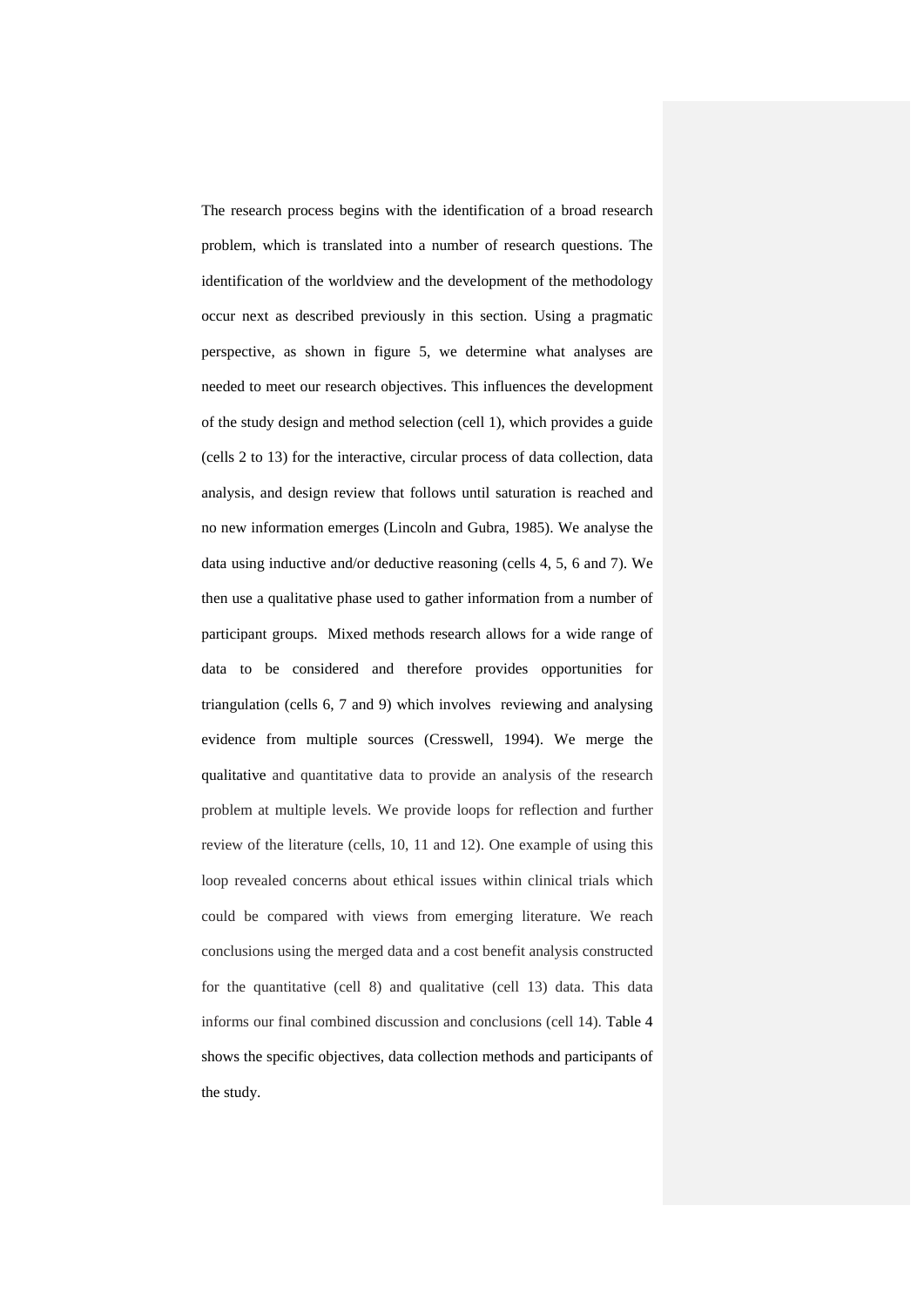The research process begins with the identification of a broad research problem, which is translated into a number of research questions. The identification of the worldview and the development of the methodology occur next as described previously in this section. Using a pragmatic perspective, as shown in figure 5, we determine what analyses are needed to meet our research objectives. This influences the development of the study design and method selection (cell 1), which provides a guide (cells 2 to 13) for the interactive, circular process of data collection, data analysis, and design review that follows until saturation is reached and no new information emerges (Lincoln and Gubra, 1985). We analyse the data using inductive and/or deductive reasoning (cells 4, 5, 6 and 7). We then use a qualitative phase used to gather information from a number of participant groups. Mixed methods research allows for a wide range of data to be considered and therefore provides opportunities for triangulation (cells 6, 7 and 9) which involves reviewing and analysing evidence from multiple sources (Cresswell, 1994). We merge the qualitative and quantitative data to provide an analysis of the research problem at multiple levels. We provide loops for reflection and further review of the literature (cells, 10, 11 and 12). One example of using this loop revealed concerns about ethical issues within clinical trials which could be compared with views from emerging literature. We reach conclusions using the merged data and a cost benefit analysis constructed for the quantitative (cell 8) and qualitative (cell 13) data. This data informs our final combined discussion and conclusions (cell 14). Table 4 shows the specific objectives, data collection methods and participants of the study.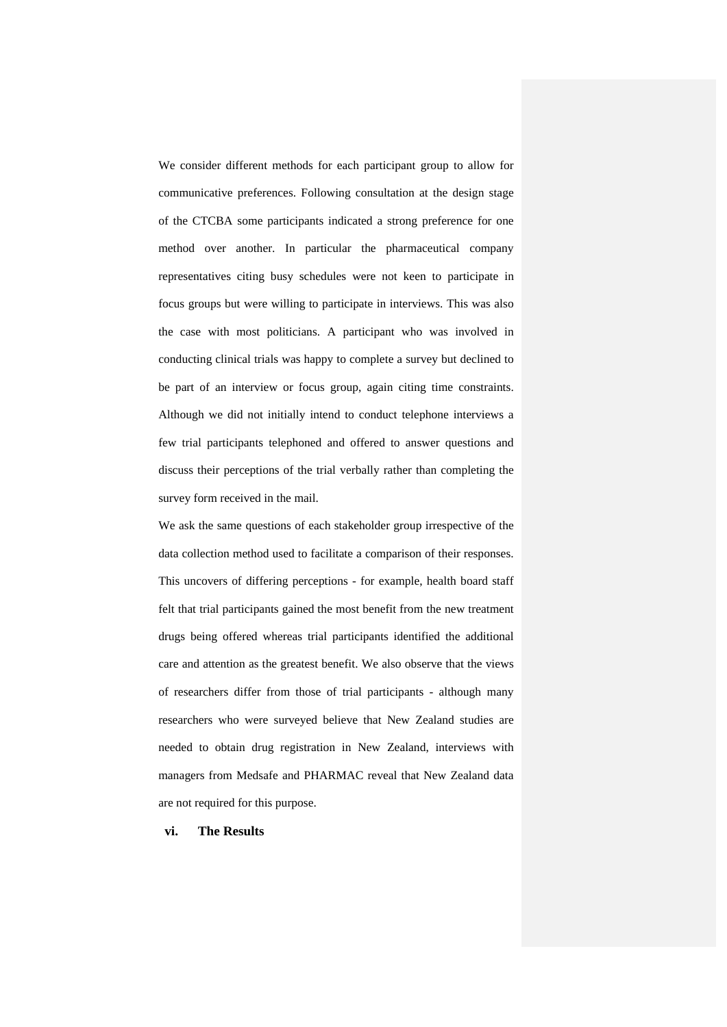We consider different methods for each participant group to allow for communicative preferences. Following consultation at the design stage of the CTCBA some participants indicated a strong preference for one method over another. In particular the pharmaceutical company representatives citing busy schedules were not keen to participate in focus groups but were willing to participate in interviews. This was also the case with most politicians. A participant who was involved in conducting clinical trials was happy to complete a survey but declined to be part of an interview or focus group, again citing time constraints. Although we did not initially intend to conduct telephone interviews a few trial participants telephoned and offered to answer questions and discuss their perceptions of the trial verbally rather than completing the survey form received in the mail.

We ask the same questions of each stakeholder group irrespective of the data collection method used to facilitate a comparison of their responses. This uncovers of differing perceptions - for example, health board staff felt that trial participants gained the most benefit from the new treatment drugs being offered whereas trial participants identified the additional care and attention as the greatest benefit. We also observe that the views of researchers differ from those of trial participants - although many researchers who were surveyed believe that New Zealand studies are needed to obtain drug registration in New Zealand, interviews with managers from Medsafe and PHARMAC reveal that New Zealand data are not required for this purpose.

### vi. The Results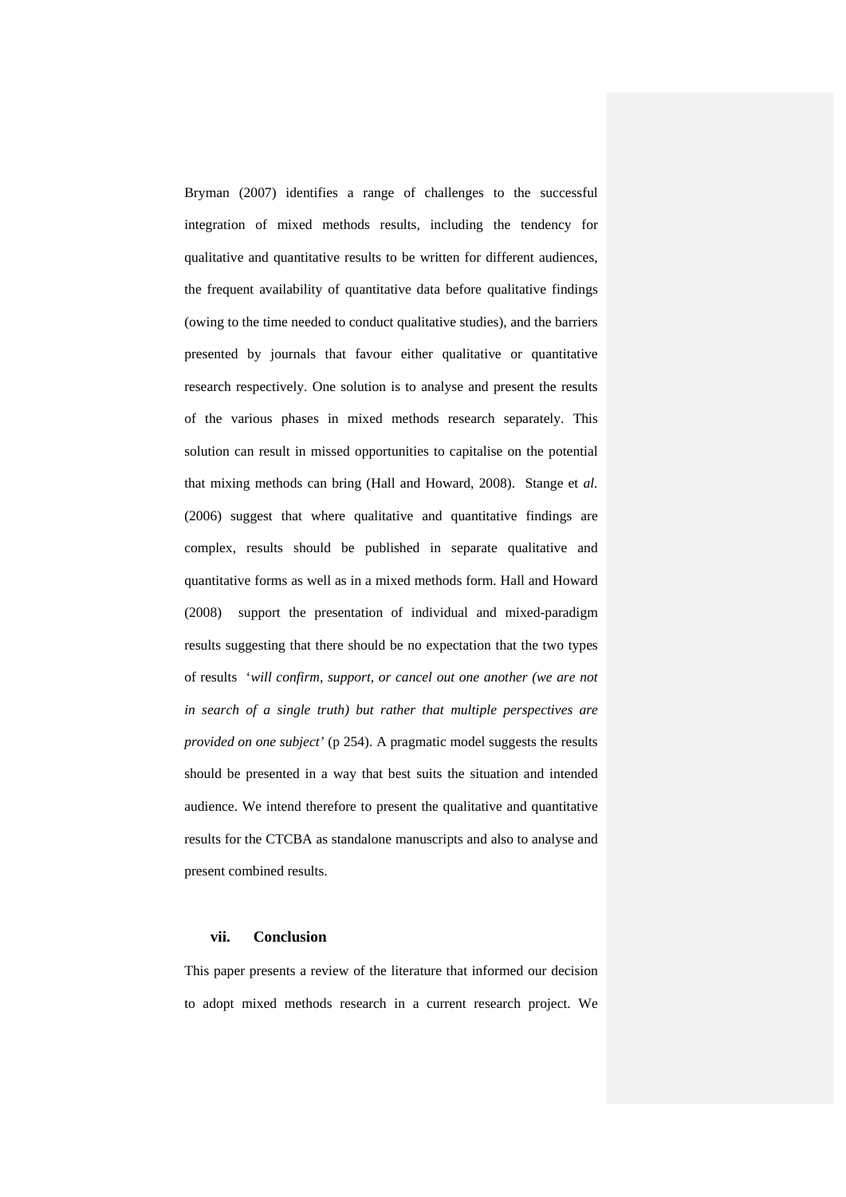Bryman (2007) identifies a range of challenges to the successful integration of mixed methods results, including the tendency for qualitative and quantitative results to be written for different audiences, the frequent availability of quantitative data before qualitative findings (owing to the time needed to conduct qualitative studies), and the barriers presented by journals that favour either qualitative or quantitative research respectively. One solution is to analyse and present the results of the various phases in mixed methods research separately. This solution can result in missed opportunities to capitalise on the potential that mixing methods can bring (Hall and Howard, 2008). Stange et *al.* (2006) suggest that where qualitative and quantitative findings are complex, results should be published in separate qualitative and quantitative forms as well as in a mixed methods form. Hall and Howard (2008) support the presentation of individual and mixed-paradigm results suggesting that there should be no expectation that the two types of results '*will confirm, support, or cancel out one another (we are not in search of a single truth) but rather that multiple perspectives are provided on one subject'* (p 254). A pragmatic model suggests the results should be presented in a way that best suits the situation and intended audience. We intend therefore to present the qualitative and quantitative results for the CTCBA as standalone manuscripts and also to analyse and present combined results.

### vii. Conclusion

This paper presents a review of the literature that informed our decision to adopt mixed methods research in a current research project. We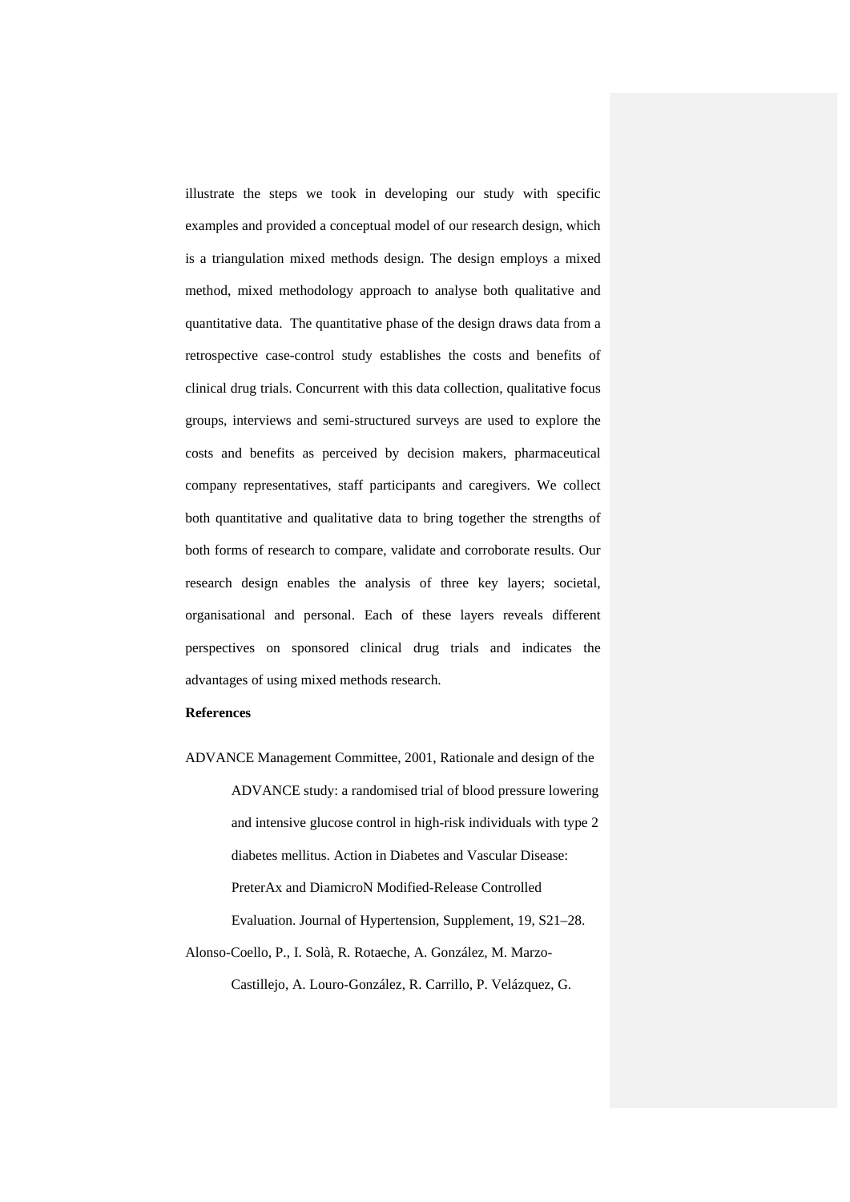illustrate the steps we took in developing our study with specific examples and provided a conceptual model of our research design, which is a triangulation mixed methods design. The design employs a mixed method, mixed methodology approach to analyse both qualitative and quantitative data.  The quantitative phase of the design draws data from a retrospective case-control study establishes the costs and benefits of clinical drug trials. Concurrent with this data collection, qualitative focus groups, interviews and semi-structured surveys are used to explore the costs and benefits as perceived by decision makers, pharmaceutical company representatives, staff participants and caregivers. We collect both quantitative and qualitative data to bring together the strengths of both forms of research to compare, validate and corroborate results. Our research design enables the analysis of three key layers; societal, organisational and personal. Each of these layers reveals different perspectives on sponsored clinical drug trials and indicates the advantages of using mixed methods research.

**References**

ADVANCE Management Committee, 2001, Rationale and design of the ADVANCE study: a randomised trial of blood pressure lowering and intensive glucose control in high-risk individuals with type 2 diabetes mellitus. Action in Diabetes and Vascular Disease: PreterAx and DiamicroN Modified-Release Controlled Evaluation. Journal of Hypertension, Supplement, 19, S21–28.

Alonso-Coello, P., I. Solà, R. Rotaeche, A. González, M. Marzo-Castillejo, A. Louro-González, R. Carrillo, P. Velázquez, G.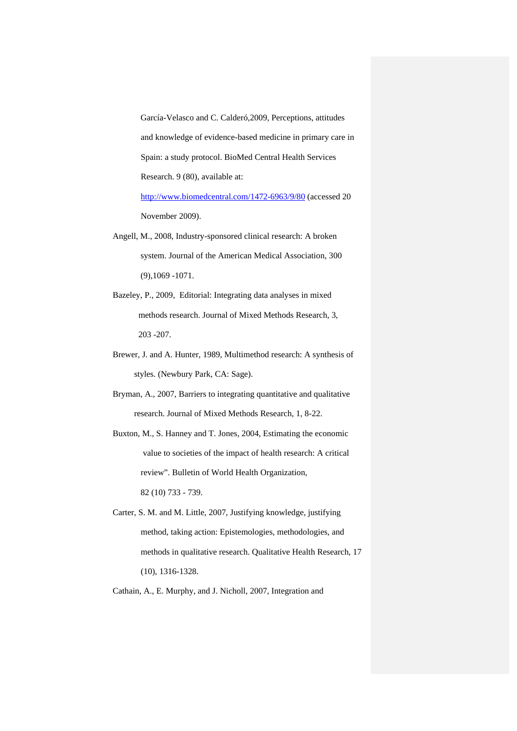García-Velasco and C. Calderó,2009, Perceptions, attitudes and knowledge of evidence-based medicine in primary care in Spain: a study protocol. BioMed Central Health Services Research. 9 (80), available at: http://www.biomedcentral.com/1472-6963/9/80 (accessed 20 November 2009).

Angell, M., 2008, Industry-sponsored clinical research: A broken system. Journal of the American Medical Association, 300 (9),1069 -1071.

Bazeley, P., 2009, Editorial: Integrating data analyses in mixed methods research. Journal of Mixed Methods Research, 3, 203 -207.

Brewer, J. and A. Hunter, 1989, Multimethod research: A synthesis of styles. (Newbury Park, CA: Sage).

Bryman, A., 2007, Barriers to integrating quantitative and qualitative research. Journal of Mixed Methods Research, 1, 8-22.

Buxton, M., S. Hanney and T. Jones, 2004, Estimating the economic value to societies of the impact of health research: A critical review". Bulletin of World Health Organization, 82 (10) 733 - 739.

Carter, S. M. and M. Little, 2007, Justifying knowledge, justifying method, taking action: Epistemologies, methodologies, and methods in qualitative research. Qualitative Health Research, 17 (10), 1316-1328.

Cathain, A., E. Murphy, and J. Nicholl, 2007, Integration and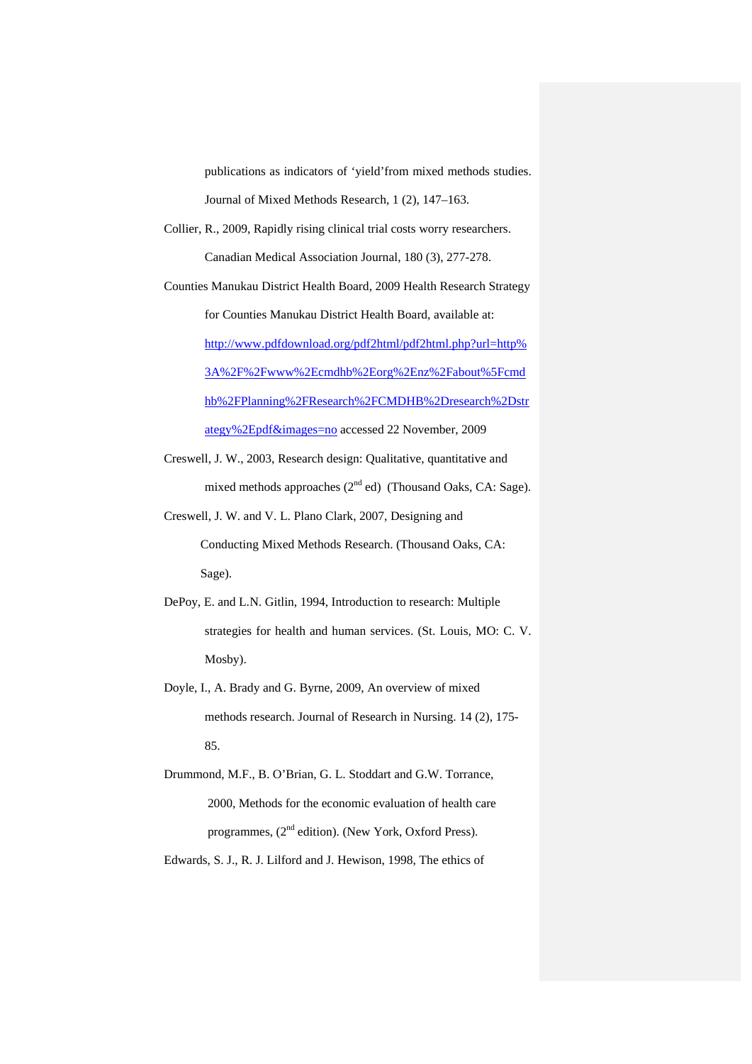publications as indicators of 'yield'from mixed methods studies. Journal of Mixed Methods Research, 1 (2), 147–163.

Collier, R., 2009, Rapidly rising clinical trial costs worry researchers. Canadian Medical Association Journal, 180 (3), 277-278.

Counties Manukau District Health Board, 2009 Health Research Strategy for Counties Manukau District Health Board, available at: http://www.pdfdownload.org/pdf2html/pdf2html.php?url=http%3A%2F%2Fwww%2Ecmdhb%2Eorg%2Enz%2Fabout%5Fcmdhb%2FPlanning%2FResearch%2FCMDHB%2Dresearch%2Dstrategy%2Epdf&images=no accessed 22 November, 2009

Creswell, J. W., 2003, Research design: Qualitative, quantitative and mixed methods approaches (2nd ed) (Thousand Oaks, CA: Sage).

Creswell, J. W. and V. L. Plano Clark, 2007, Designing and Conducting Mixed Methods Research. (Thousand Oaks, CA: Sage).

DePoy, E. and L.N. Gitlin, 1994, Introduction to research: Multiple strategies for health and human services. (St. Louis, MO: C. V. Mosby).

Doyle, I., A. Brady and G. Byrne, 2009, An overview of mixed methods research. Journal of Research in Nursing. 14 (2), 175-85.

Drummond, M.F., B. O'Brian, G. L. Stoddart and G.W. Torrance, 2000, Methods for the economic evaluation of health care programmes, (2nd edition). (New York, Oxford Press).

Edwards, S. J., R. J. Lilford and J. Hewison, 1998, The ethics of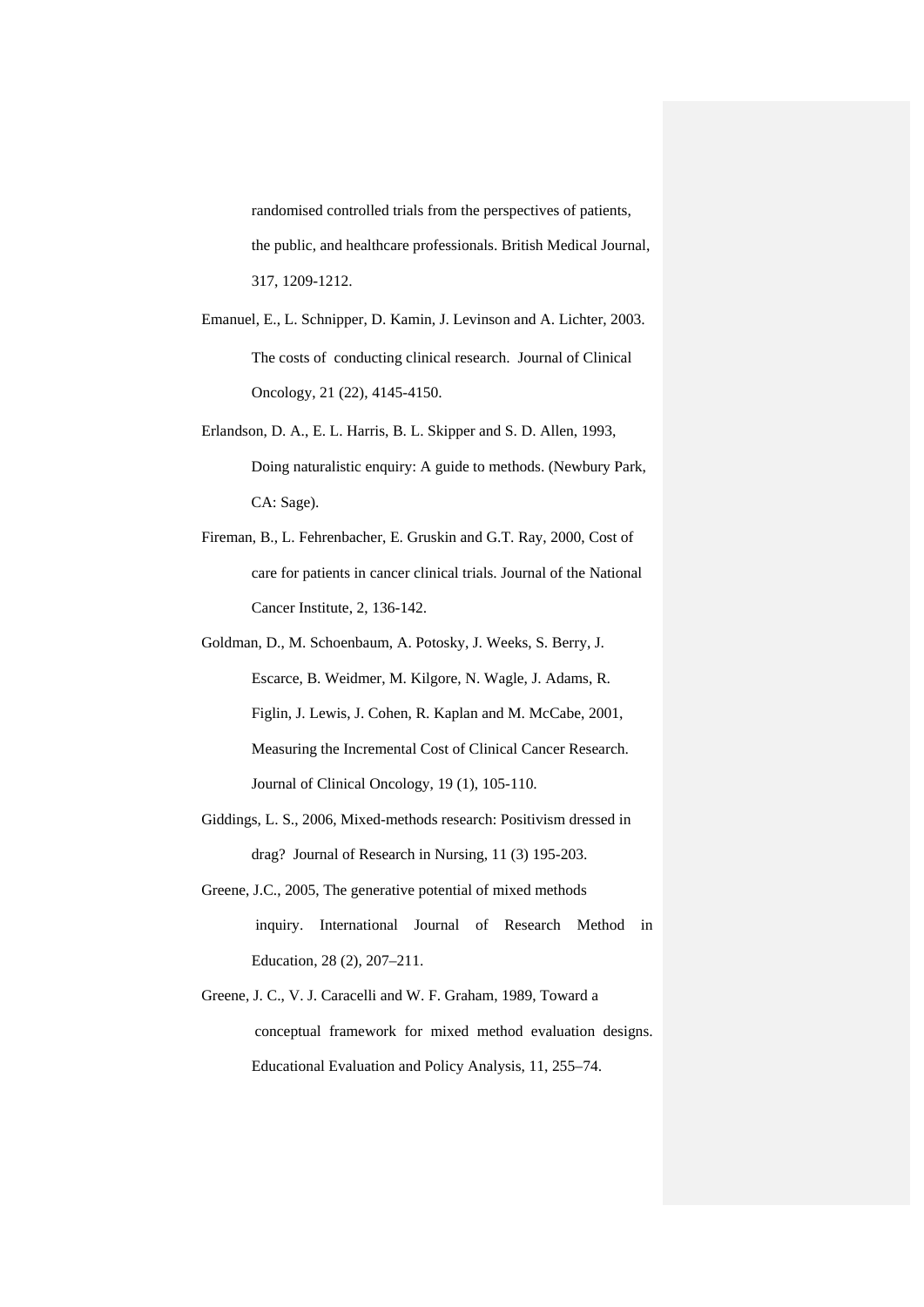randomised controlled trials from the perspectives of patients, the public, and healthcare professionals. British Medical Journal, 317, 1209-1212.

Emanuel, E., L. Schnipper, D. Kamin, J. Levinson and A. Lichter, 2003. The costs of conducting clinical research. Journal of Clinical Oncology, 21 (22), 4145-4150.

Erlandson, D. A., E. L. Harris, B. L. Skipper and S. D. Allen, 1993, Doing naturalistic enquiry: A guide to methods. (Newbury Park, CA: Sage).

Fireman, B., L. Fehrenbacher, E. Gruskin and G.T. Ray, 2000, Cost of care for patients in cancer clinical trials. Journal of the National Cancer Institute, 2, 136-142.

Goldman, D., M. Schoenbaum, A. Potosky, J. Weeks, S. Berry, J. Escarce, B. Weidmer, M. Kilgore, N. Wagle, J. Adams, R. Figlin, J. Lewis, J. Cohen, R. Kaplan and M. McCabe, 2001, Measuring the Incremental Cost of Clinical Cancer Research. Journal of Clinical Oncology, 19 (1), 105-110.

Giddings, L. S., 2006, Mixed-methods research: Positivism dressed in drag? Journal of Research in Nursing, 11 (3) 195-203.

Greene, J.C., 2005, The generative potential of mixed methods inquiry. International Journal of Research Method in Education, 28 (2), 207–211.

Greene, J. C., V. J. Caracelli and W. F. Graham, 1989, Toward a conceptual framework for mixed method evaluation designs. Educational Evaluation and Policy Analysis, 11, 255–74.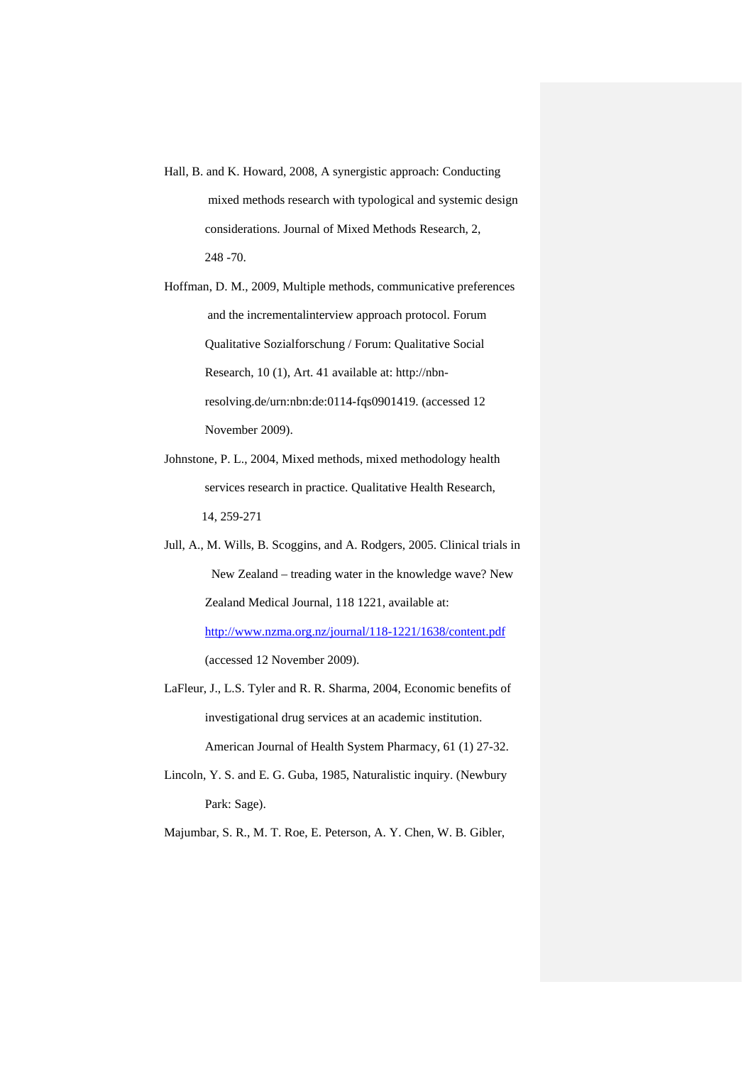Hall, B. and K. Howard, 2008, A synergistic approach: Conducting mixed methods research with typological and systemic design considerations. Journal of Mixed Methods Research, 2, 248 -70.

Hoffman, D. M., 2009, Multiple methods, communicative preferences and the incrementalinterview approach protocol. Forum Qualitative Sozialforschung / Forum: Qualitative Social Research, 10 (1), Art. 41 available at: http://nbn-resolving.de/urn:nbn:de:0114-fqs0901419. (accessed 12 November 2009).

Johnstone, P. L., 2004, Mixed methods, mixed methodology health services research in practice. Qualitative Health Research, 14, 259-271

Jull, A., M. Wills, B. Scoggins, and A. Rodgers, 2005. Clinical trials in New Zealand – treading water in the knowledge wave? New Zealand Medical Journal, 118 1221, available at: http://www.nzma.org.nz/journal/118-1221/1638/content.pdf (accessed 12 November 2009).

LaFleur, J., L.S. Tyler and R. R. Sharma, 2004, Economic benefits of investigational drug services at an academic institution. American Journal of Health System Pharmacy, 61 (1) 27-32.

Lincoln, Y. S. and E. G. Guba, 1985, Naturalistic inquiry. (Newbury Park: Sage).

Majumbar, S. R., M. T. Roe, E. Peterson, A. Y. Chen, W. B. Gibler,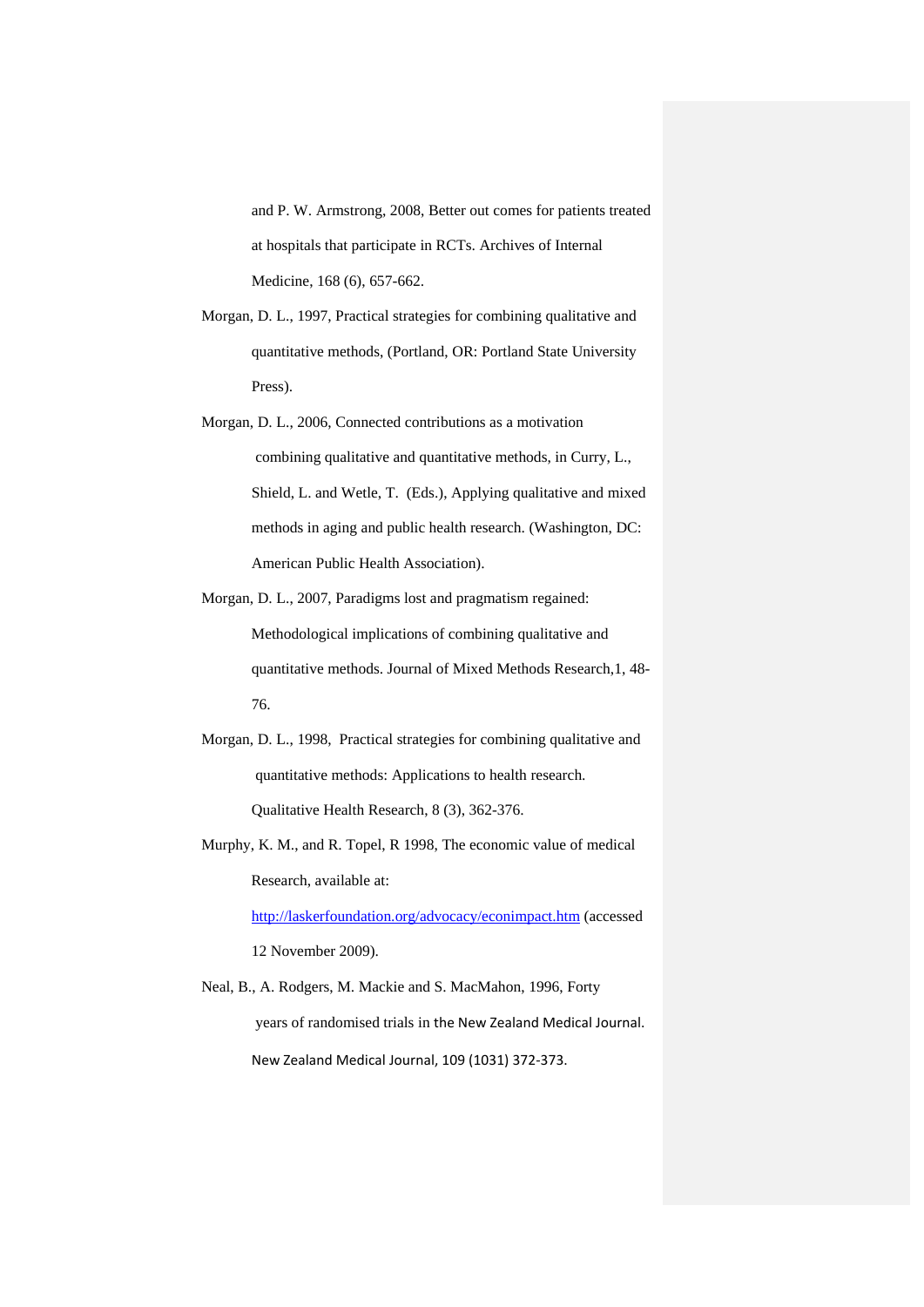and P. W. Armstrong, 2008, Better out comes for patients treated at hospitals that participate in RCTs. Archives of Internal Medicine, 168 (6), 657-662.

Morgan, D. L., 1997, Practical strategies for combining qualitative and quantitative methods, (Portland, OR: Portland State University Press).

Morgan, D. L., 2006, Connected contributions as a motivation combining qualitative and quantitative methods, in Curry, L., Shield, L. and Wetle, T. (Eds.), Applying qualitative and mixed methods in aging and public health research. (Washington, DC: American Public Health Association).

Morgan, D. L., 2007, Paradigms lost and pragmatism regained: Methodological implications of combining qualitative and quantitative methods. Journal of Mixed Methods Research,1, 48-76.

Morgan, D. L., 1998, Practical strategies for combining qualitative and quantitative methods: Applications to health research. Qualitative Health Research, 8 (3), 362-376.

Murphy, K. M., and R. Topel, R 1998, The economic value of medical Research, available at: [http://laskerfoundation.org/advocacy/econimpact.htm](http://laskerfoundation.org/advocacy/econimpact.htm) (accessed 12 November 2009).

Neal, B., A. Rodgers, M. Mackie and S. MacMahon, 1996, Forty years of randomised trials in the New Zealand Medical Journal. New Zealand Medical Journal, 109 (1031) 372-373.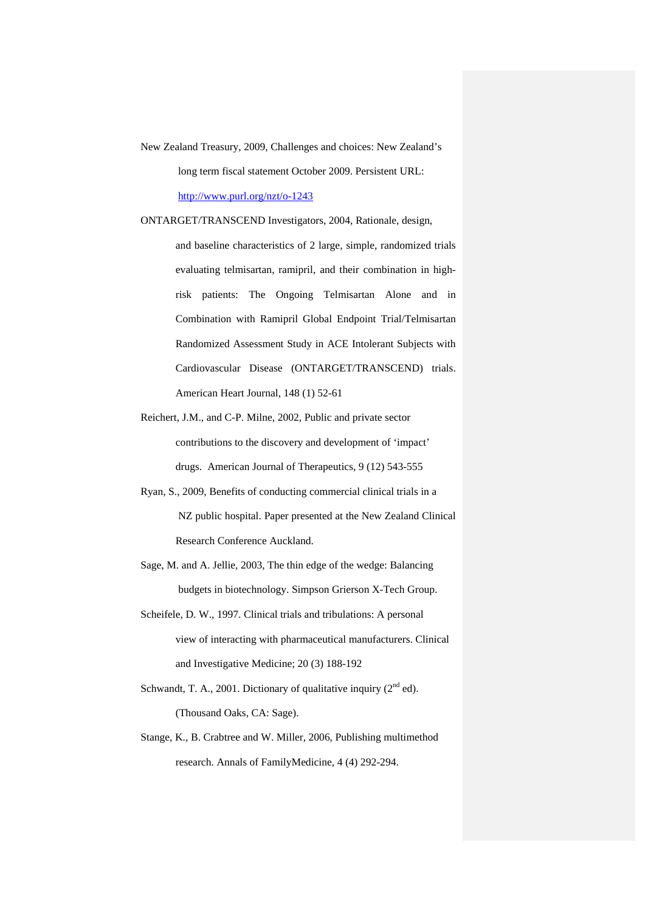New Zealand Treasury, 2009, Challenges and choices: New Zealand's long term fiscal statement October 2009. Persistent URL: http://www.purl.org/nzt/o-1243

ONTARGET/TRANSCEND Investigators, 2004, Rationale, design, and baseline characteristics of 2 large, simple, randomized trials evaluating telmisartan, ramipril, and their combination in high-risk patients: The Ongoing Telmisartan Alone and in Combination with Ramipril Global Endpoint Trial/Telmisartan Randomized Assessment Study in ACE Intolerant Subjects with Cardiovascular Disease (ONTARGET/TRANSCEND) trials. American Heart Journal, 148 (1) 52-61

Reichert, J.M., and C-P. Milne, 2002, Public and private sector contributions to the discovery and development of 'impact' drugs. American Journal of Therapeutics, 9 (12) 543-555

Ryan, S., 2009, Benefits of conducting commercial clinical trials in a NZ public hospital. Paper presented at the New Zealand Clinical Research Conference Auckland.

Sage, M. and A. Jellie, 2003, The thin edge of the wedge: Balancing budgets in biotechnology. Simpson Grierson X-Tech Group.

Scheifele, D. W., 1997. Clinical trials and tribulations: A personal view of interacting with pharmaceutical manufacturers. Clinical and Investigative Medicine; 20 (3) 188-192

Schwandt, T. A., 2001. Dictionary of qualitative inquiry (2nd ed). (Thousand Oaks, CA: Sage).

Stange, K., B. Crabtree and W. Miller, 2006, Publishing multimethod research. Annals of FamilyMedicine, 4 (4) 292-294.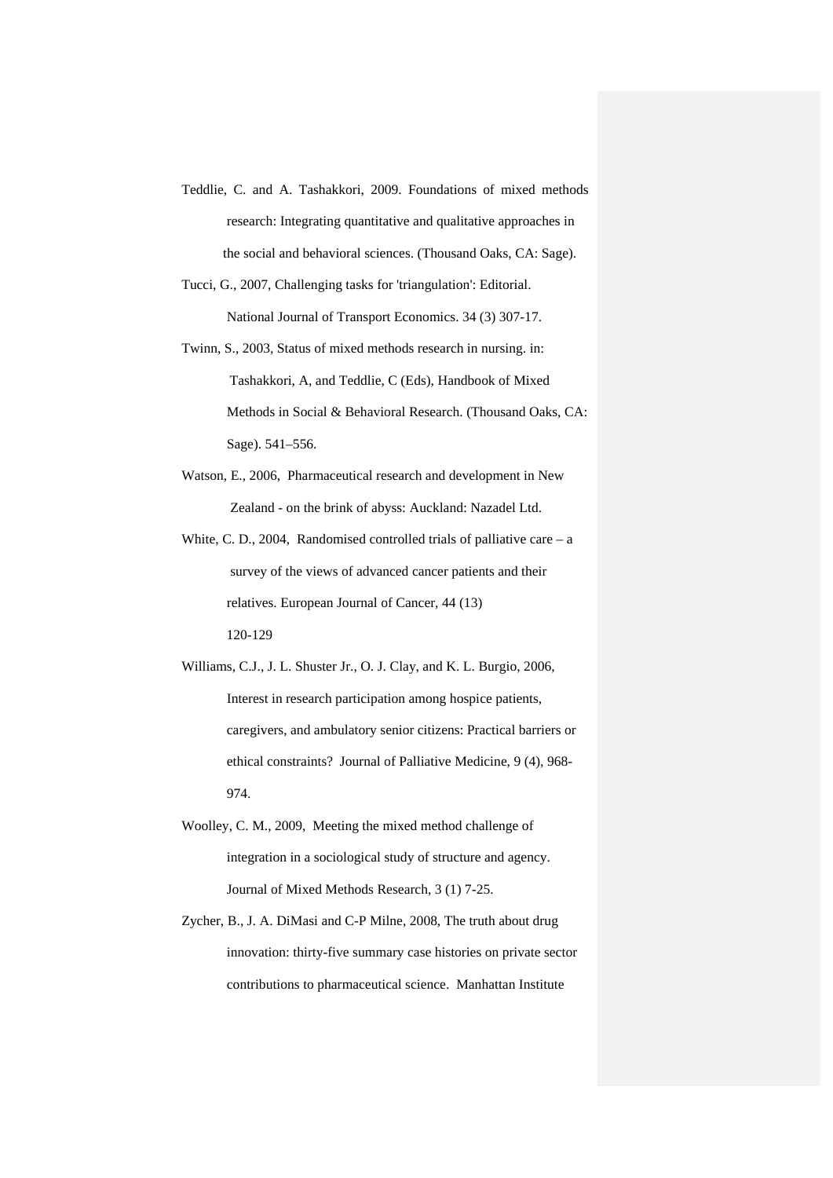Teddlie, C. and A. Tashakkori, 2009. Foundations of mixed methods research: Integrating quantitative and qualitative approaches in the social and behavioral sciences. (Thousand Oaks, CA: Sage).

Tucci, G., 2007, Challenging tasks for 'triangulation': Editorial. National Journal of Transport Economics. 34 (3) 307-17.

Twinn, S., 2003, Status of mixed methods research in nursing. in: Tashakkori, A, and Teddlie, C (Eds), Handbook of Mixed Methods in Social & Behavioral Research. (Thousand Oaks, CA: Sage). 541–556.

Watson, E., 2006, Pharmaceutical research and development in New Zealand - on the brink of abyss: Auckland: Nazadel Ltd.

White, C. D., 2004, Randomised controlled trials of palliative care – a survey of the views of advanced cancer patients and their relatives. European Journal of Cancer, 44 (13) 120-129

Williams, C.J., J. L. Shuster Jr., O. J. Clay, and K. L. Burgio, 2006, Interest in research participation among hospice patients, caregivers, and ambulatory senior citizens: Practical barriers or ethical constraints? Journal of Palliative Medicine, 9 (4), 968-974.

Woolley, C. M., 2009, Meeting the mixed method challenge of integration in a sociological study of structure and agency. Journal of Mixed Methods Research, 3 (1) 7-25.

Zycher, B., J. A. DiMasi and C-P Milne, 2008, The truth about drug innovation: thirty-five summary case histories on private sector contributions to pharmaceutical science. Manhattan Institute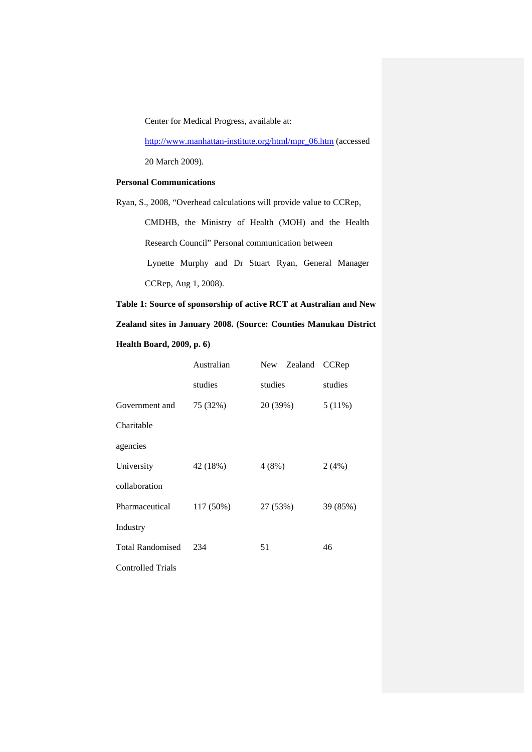Center for Medical Progress, available at: http://www.manhattan-institute.org/html/mpr_06.htm (accessed 20 March 2009).

**Personal Communications**

Ryan, S., 2008, "Overhead calculations will provide value to CCRep, CMDHB, the Ministry of Health (MOH) and the Health Research Council" Personal communication between Lynette Murphy and Dr Stuart Ryan, General Manager CCRep, Aug 1, 2008).

**Table 1: Source of sponsorship of active RCT at Australian and New Zealand sites in January 2008. (Source: Counties Manukau District Health Board, 2009, p. 6)**

| | Australian studies | New Zealand studies | CCRep studies |
|---|---|---|---|
| Government and Charitable agencies | 75 (32%) | 20 (39%) | 5 (11%) |
| University collaboration | 42 (18%) | 4 (8%) | 2 (4%) |
| Pharmaceutical Industry | 117 (50%) | 27 (53%) | 39 (85%) |
| Total Randomised Controlled Trials | 234 | 51 | 46 |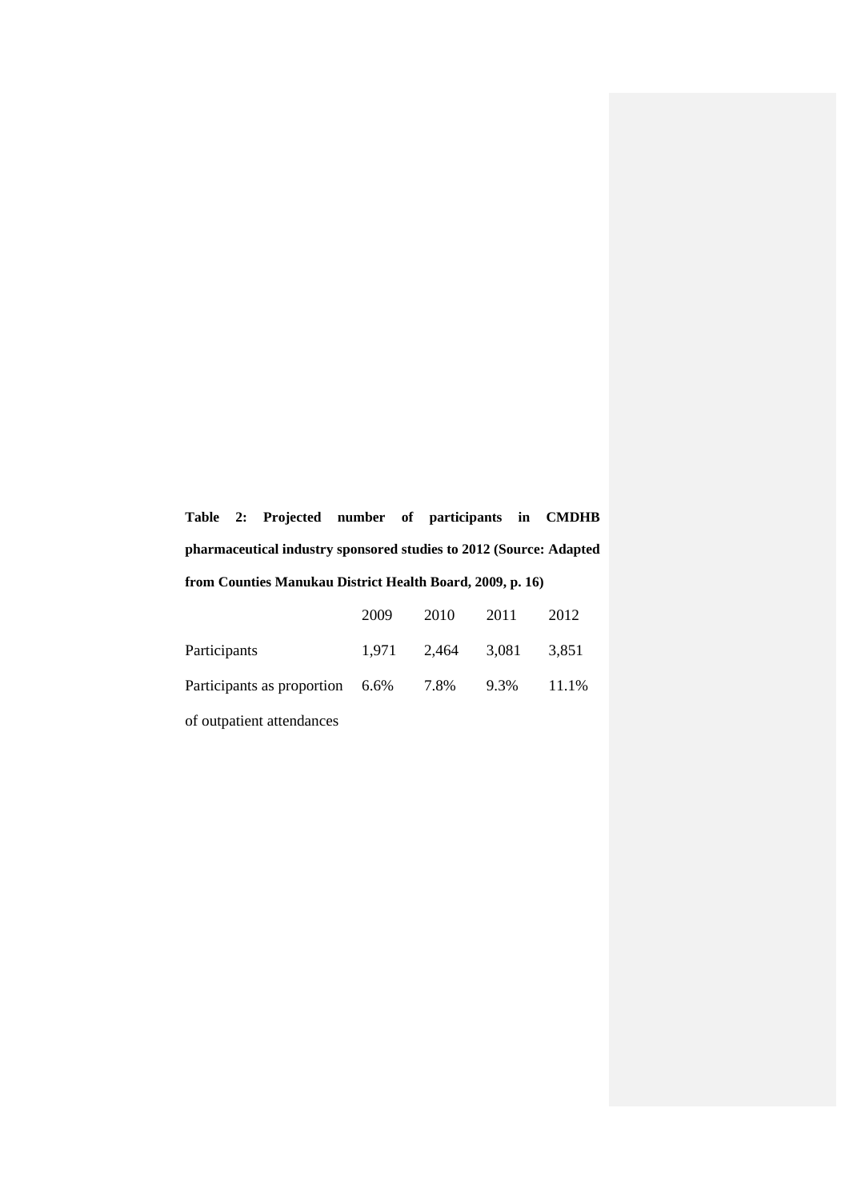**Table 2: Projected number of participants in CMDHB pharmaceutical industry sponsored studies to 2012 (Source: Adapted from Counties Manukau District Health Board, 2009, p. 16)**

| | 2009 | 2010 | 2011 | 2012 |
|---|---|---|---|---|
| Participants | 1,971 | 2,464 | 3,081 | 3,851 |
| Participants as proportion of outpatient attendances | 6.6% | 7.8% | 9.3% | 11.1% |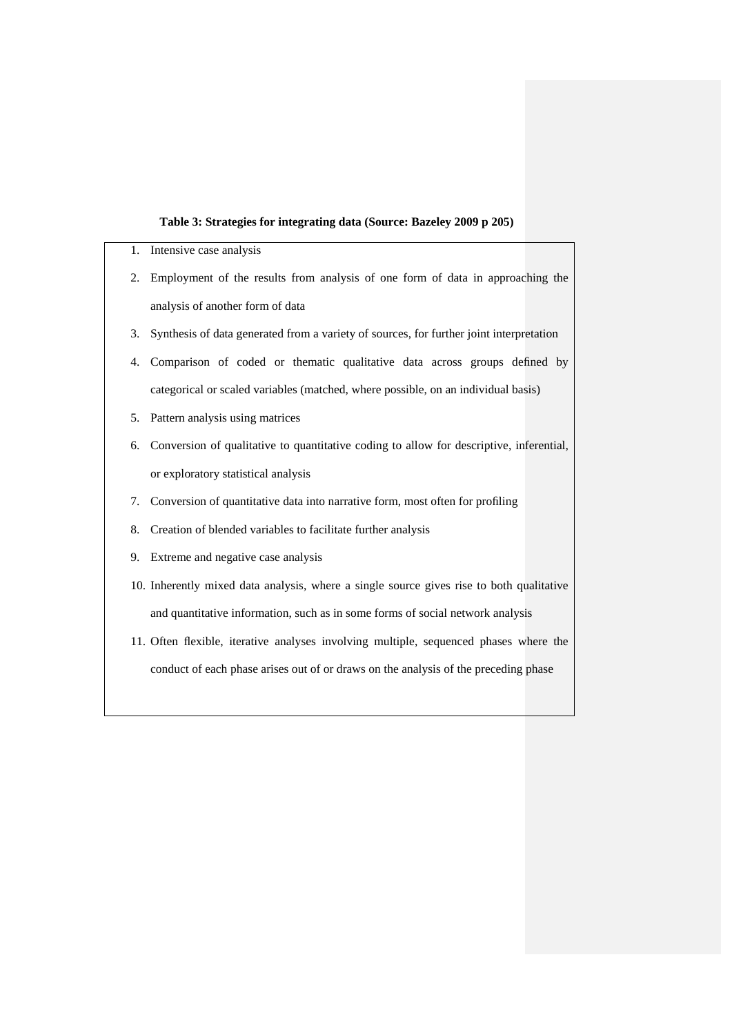**Table 3: Strategies for integrating data (Source: Bazeley 2009 p 205)**

1. Intensive case analysis
2. Employment of the results from analysis of one form of data in approaching the analysis of another form of data
3. Synthesis of data generated from a variety of sources, for further joint interpretation
4. Comparison of coded or thematic qualitative data across groups defined by categorical or scaled variables (matched, where possible, on an individual basis)
5. Pattern analysis using matrices
6. Conversion of qualitative to quantitative coding to allow for descriptive, inferential, or exploratory statistical analysis
7. Conversion of quantitative data into narrative form, most often for profiling
8. Creation of blended variables to facilitate further analysis
9. Extreme and negative case analysis
10. Inherently mixed data analysis, where a single source gives rise to both qualitative and quantitative information, such as in some forms of social network analysis
11. Often flexible, iterative analyses involving multiple, sequenced phases where the conduct of each phase arises out of or draws on the analysis of the preceding phase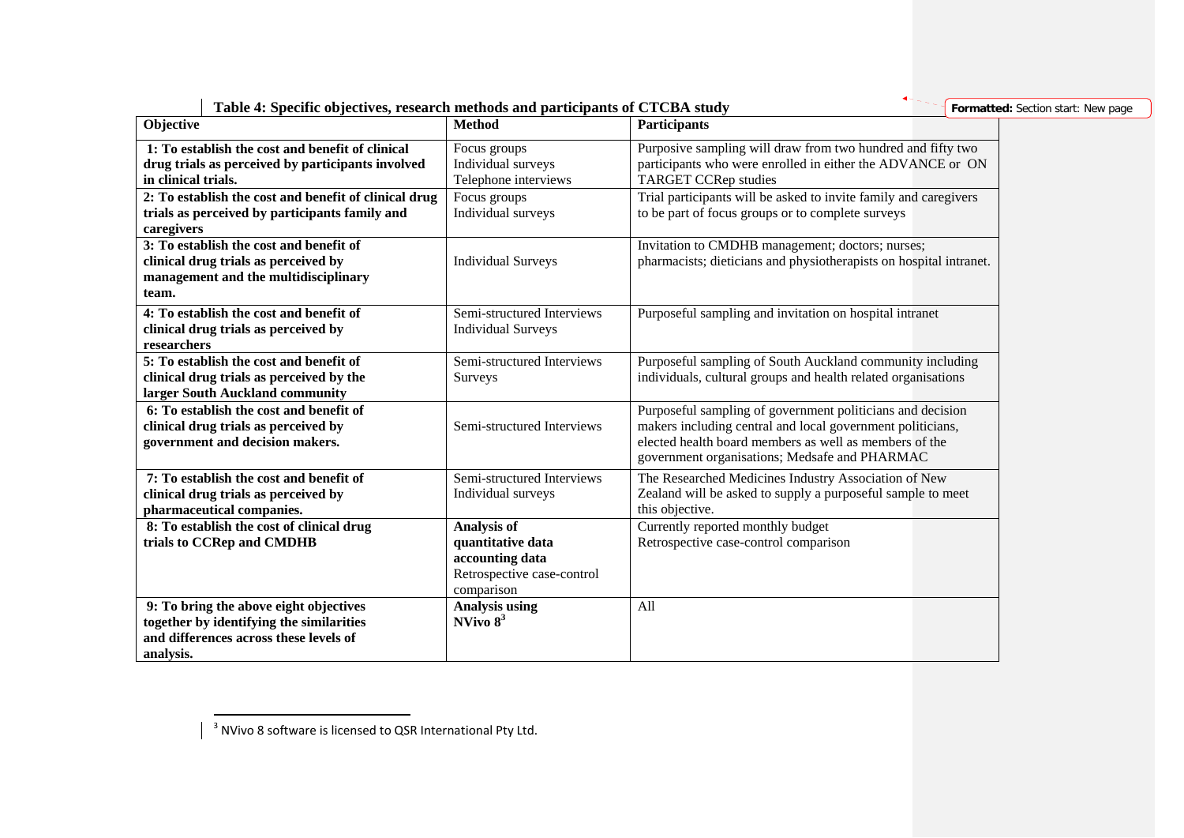**Table 4: Specific objectives, research methods and participants of CTCBA study**

| Objective | Method | Participants |
|---|---|---|
| **1: To establish the cost and benefit of clinical drug trials as perceived by participants involved in clinical trials.** | Focus groups<br>Individual surveys<br>Telephone interviews | Purposive sampling will draw from two hundred and fifty two participants who were enrolled in either the ADVANCE or ON TARGET CCRep studies |
| **2: To establish the cost and benefit of clinical drug trials as perceived by participants family and caregivers** | Focus groups<br>Individual surveys | Trial participants will be asked to invite family and caregivers to be part of focus groups or to complete surveys |
| **3: To establish the cost and benefit of clinical drug trials as perceived by management and the multidisciplinary team.** | Individual Surveys | Invitation to CMDHB management; doctors; nurses; pharmacists; dieticians and physiotherapists on hospital intranet. |
| **4: To establish the cost and benefit of clinical drug trials as perceived by researchers** | Semi-structured Interviews<br>Individual Surveys | Purposeful sampling and invitation on hospital intranet |
| **5: To establish the cost and benefit of clinical drug trials as perceived by the larger South Auckland community** | Semi-structured Interviews<br>Surveys | Purposeful sampling of South Auckland community including individuals, cultural groups and health related organisations |
| **6: To establish the cost and benefit of clinical drug trials as perceived by government and decision makers.** | Semi-structured Interviews | Purposeful sampling of government politicians and decision makers including central and local government politicians, elected health board members as well as members of the government organisations; Medsafe and PHARMAC |
| **7: To establish the cost and benefit of clinical drug trials as perceived by pharmaceutical companies.** | Semi-structured Interviews<br>Individual surveys | The Researched Medicines Industry Association of New Zealand will be asked to supply a purposeful sample to meet this objective. |
| **8: To establish the cost of clinical drug trials to CCRep and CMDHB** | **Analysis of quantitative data accounting data**<br>Retrospective case-control comparison | Currently reported monthly budget<br>Retrospective case-control comparison |
| **9: To bring the above eight objectives together by identifying the similarities and differences across these levels of analysis.** | **Analysis using NVivo 8**[3] | All |

[3] NVivo 8 software is licensed to QSR International Pty Ltd.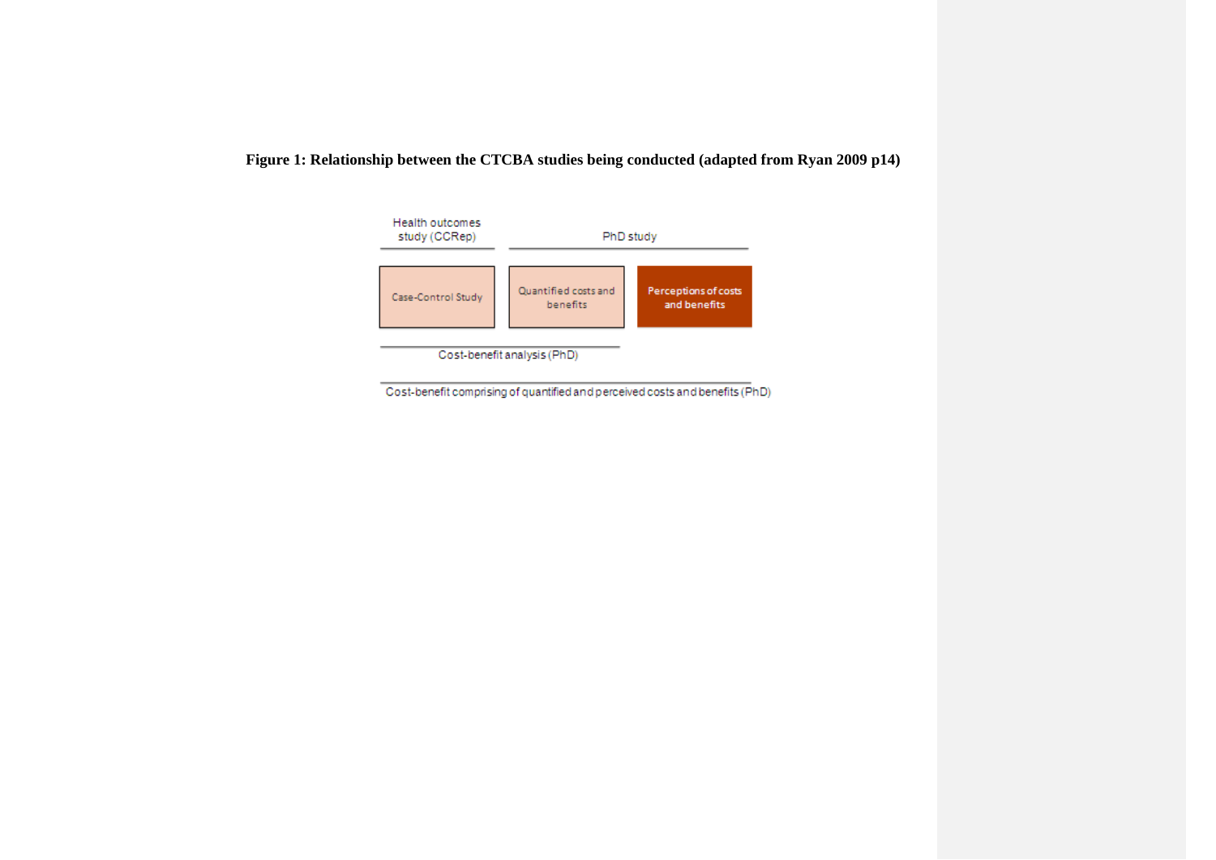**Figure 1: Relationship between the CTCBA studies being conducted (adapted from Ryan 2009 p14)**

Health outcomes study (CCRep)

PhD study

Case-Control Study

Quantified costs and benefits

Perceptions of costs and benefits

Cost-benefit analysis (PhD)

Cost-benefit comprising of quantified and perceived costs and benefits (PhD)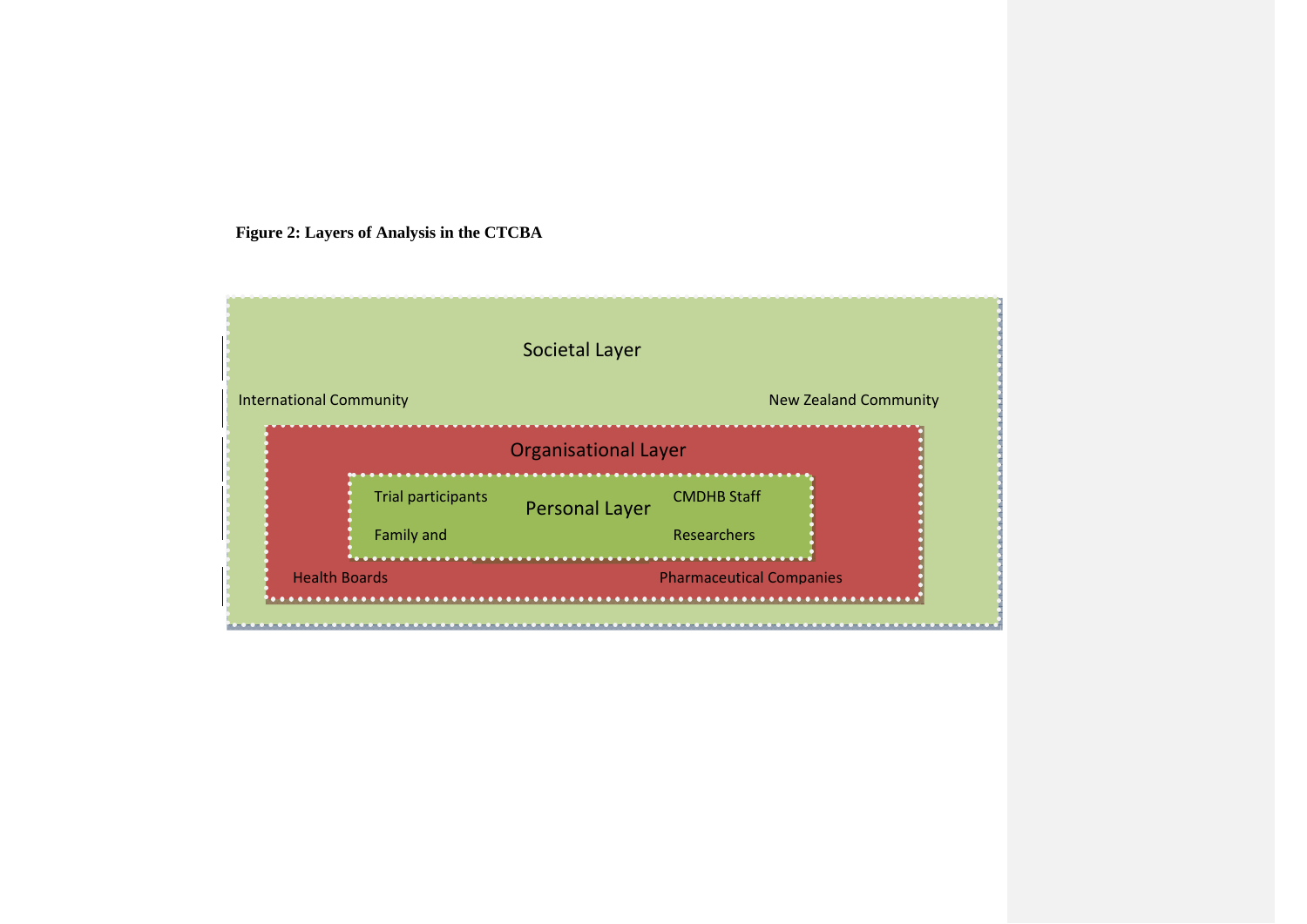**Figure 2: Layers of Analysis in the CTCBA**

Societal Layer

International Community

New Zealand Community

Organisational Layer

Trial participants

Personal Layer

CMDHB Staff

Family and

Researchers

Health Boards

Pharmaceutical Companies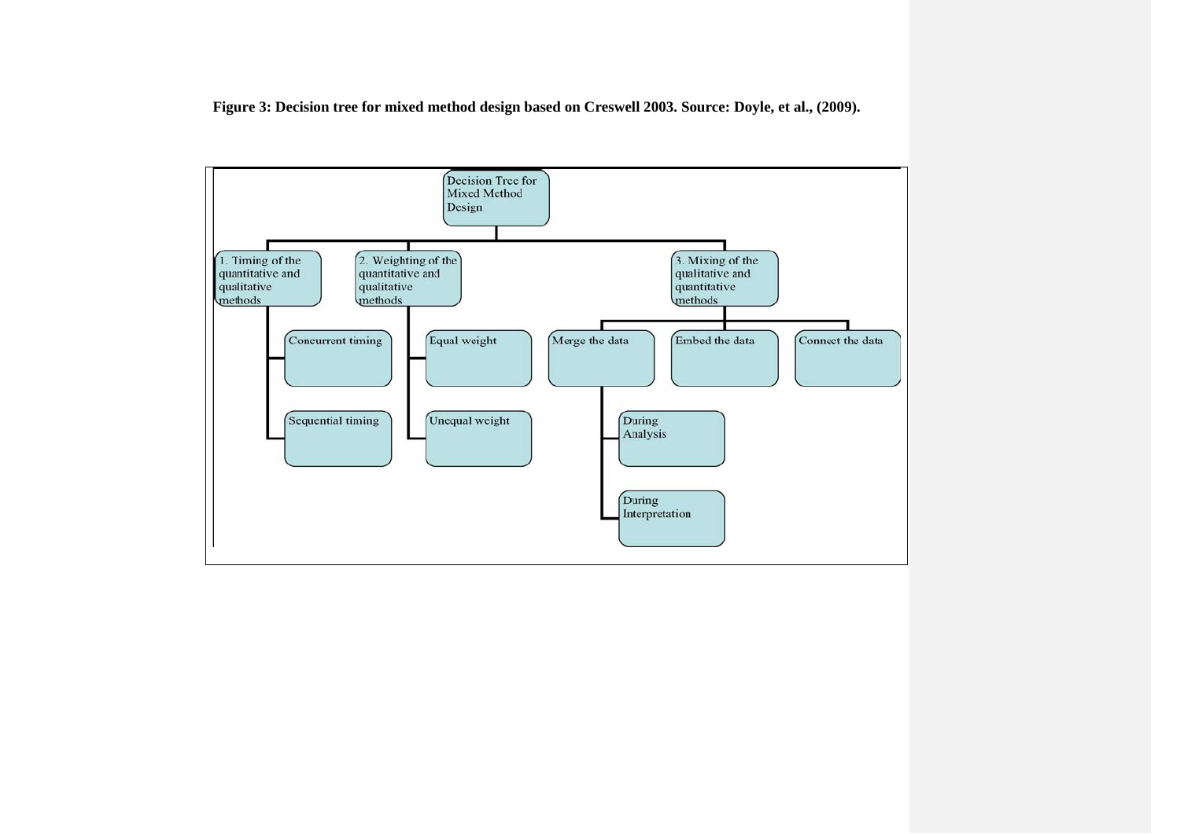**Figure 3: Decision tree for mixed method design based on Creswell 2003. Source: Doyle, et al., (2009).**

Decision Tree for Mixed Method Design

1. Timing of the quantitative and qualitative methods

Concurrent timing

Sequential timing

2. Weighting of the quantitative and qualitative methods

Equal weight

Unequal weight

3. Mixing of the qualitative and quantitative methods

Merge the data

During Analysis

During Interpretation

Embed the data

Connect the data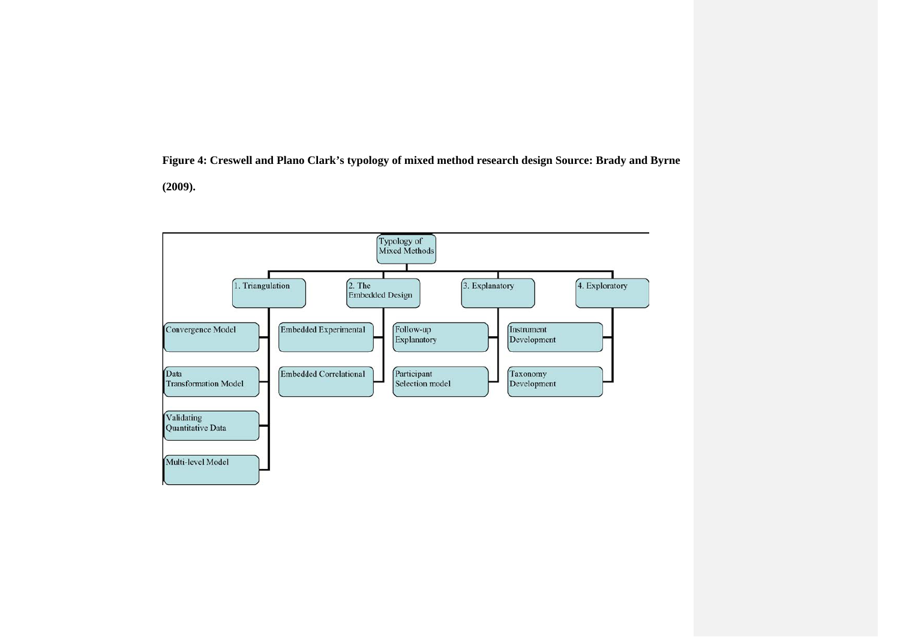**Figure 4: Creswell and Plano Clark's typology of mixed method research design Source: Brady and Byrne (2009).**

Typology of Mixed Methods

1. Triangulation
- Convergence Model
- Data Transformation Model
- Validating Quantitative Data
- Multi-level Model

2. The Embedded Design
- Embedded Experimental
- Embedded Correlational

3. Explanatory
- Follow-up Explanatory
- Participant Selection model

4. Exploratory
- Instrument Development
- Taxonomy Development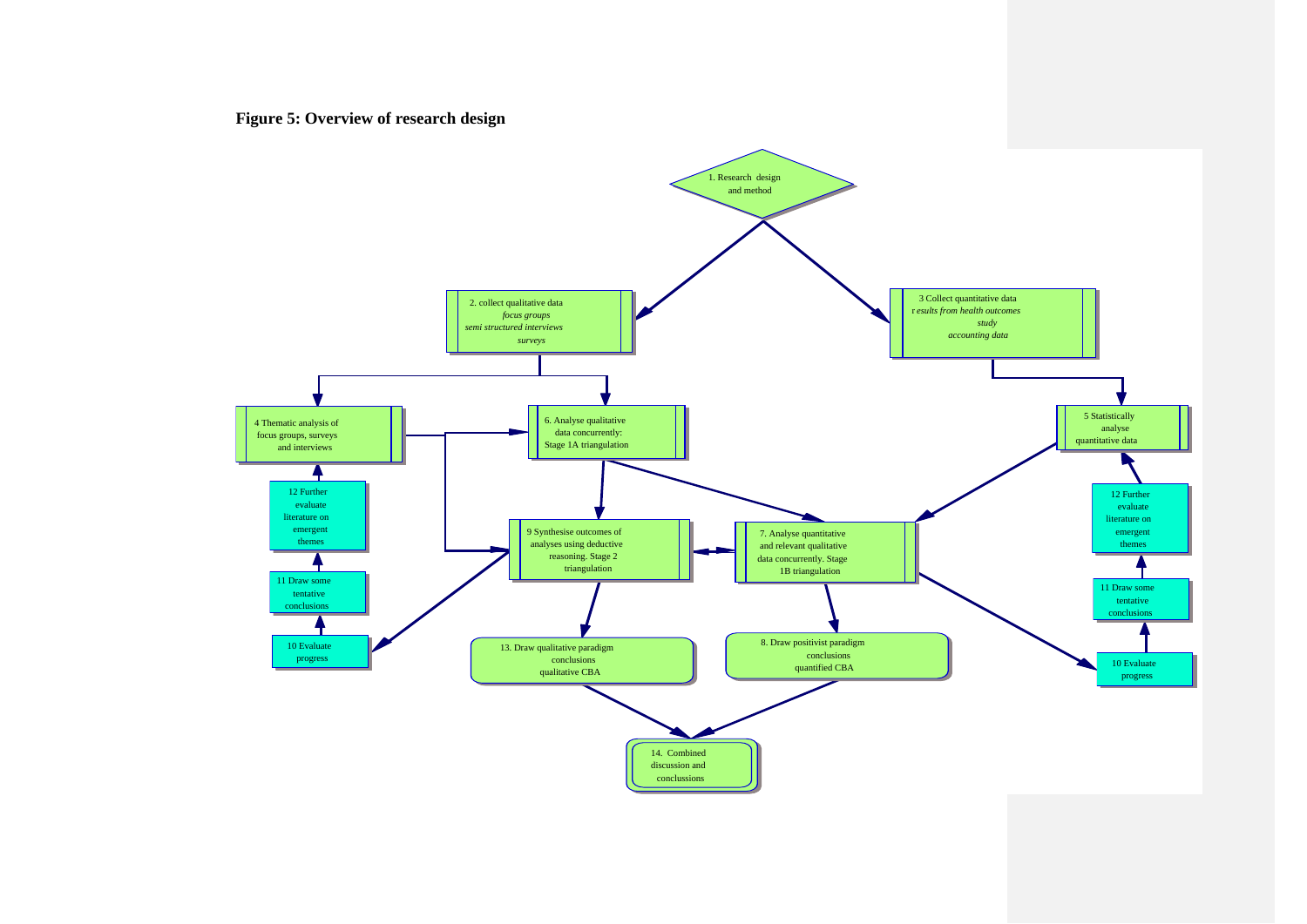**Figure 5: Overview of research design**

1. Research design and method

2. collect qualitative data
*focus groups*
*semi structured interviews*
*surveys*

3 Collect quantitative data
*r esults from health outcomes study*
*accounting data*

4 Thematic analysis of focus groups, surveys and interviews

6. Analyse qualitative data concurrently: Stage 1A triangulation

5 Statistically analyse quantitative data

12 Further evaluate literature on emergent themes

9 Synthesise outcomes of analyses using deductive reasoning. Stage 2 triangulation

7. Analyse quantitative and relevant qualitative data concurrently. Stage 1B triangulation

12 Further evaluate literature on emergent themes

11 Draw some tentative conclusions

11 Draw some tentative conclusions

10 Evaluate progress

13. Draw qualitative paradigm conclusions qualitative CBA

8. Draw positivist paradigm conclusions quantified CBA

10 Evaluate progress

14. Combined discussion and conclusions